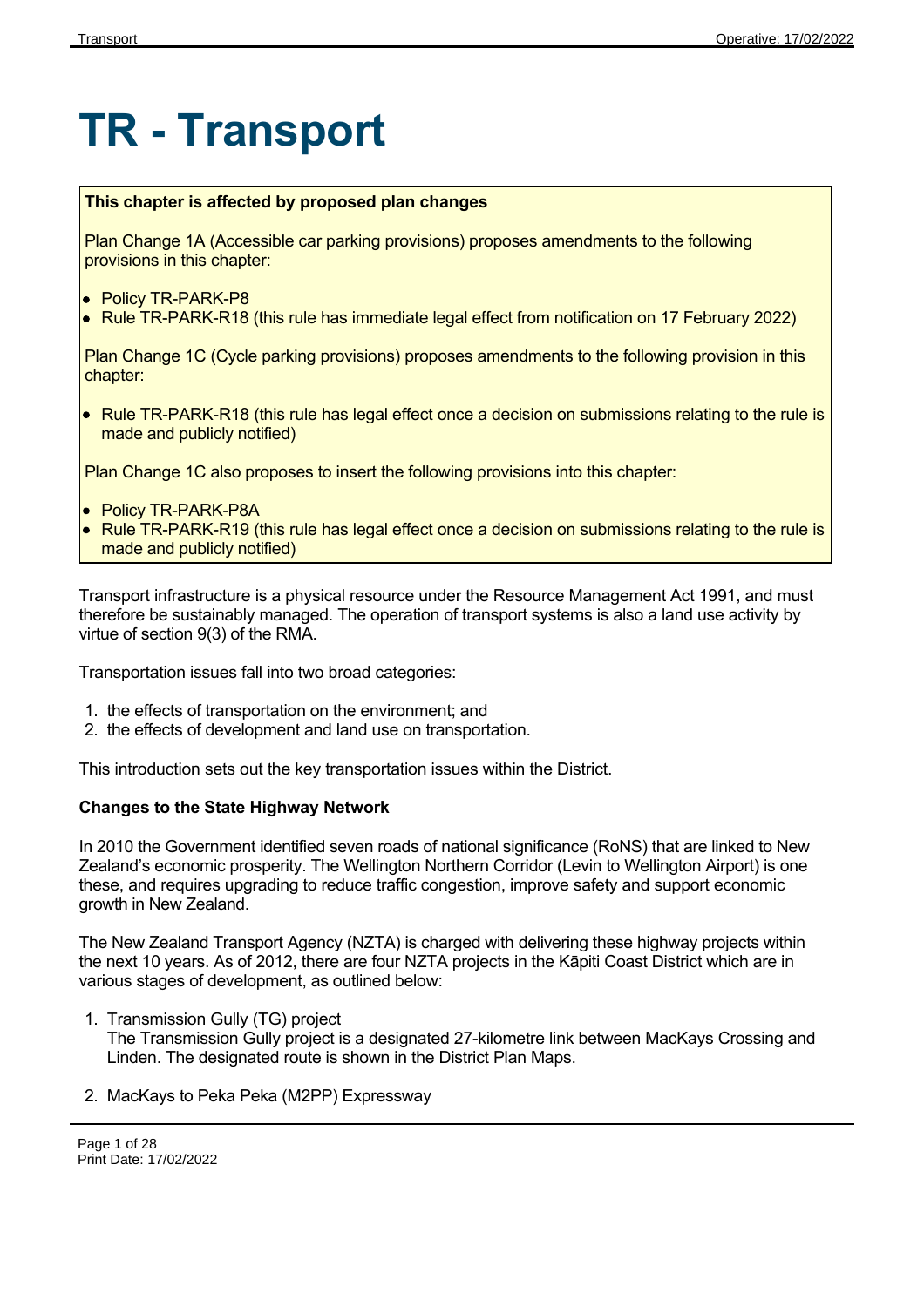# TR - Transport

**This chapter is affected by proposed plan changes**

Plan Change 1A (Accessible car parking provisions) proposes amendments to the following provisions in this chapter:

- Policy TR-PARK-P8
- Rule TR-PARK-R18 (this rule has immediate legal effect from notification on 17 February 2022)

Plan Change 1C (Cycle parking provisions) proposes amendments to the following provision in this chapter:

- Rule TR-PARK-R18 (this rule has legal effect once a decision on submissions relating to the rule is made and publicly notified)

Plan Change 1C also proposes to insert the following provisions into this chapter:

- Policy TR-PARK-P8A
- Rule TR-PARK-R19 (this rule has legal effect once a decision on submissions relating to the rule is made and publicly notified)

Transport infrastructure is a physical resource under the Resource Management Act 1991, and must therefore be sustainably managed. The operation of transport systems is also a land use activity by virtue of section 9(3) of the RMA.

Transportation issues fall into two broad categories:

1. the effects of transportation on the environment; and
2. the effects of development and land use on transportation.

This introduction sets out the key transportation issues within the District.

**Changes to the State Highway Network**

In 2010 the Government identified seven roads of national significance (RoNS) that are linked to New Zealand's economic prosperity. The Wellington Northern Corridor (Levin to Wellington Airport) is one these, and requires upgrading to reduce traffic congestion, improve safety and support economic growth in New Zealand.

The New Zealand Transport Agency (NZTA) is charged with delivering these highway projects within the next 10 years. As of 2012, there are four NZTA projects in the Kāpiti Coast District which are in various stages of development, as outlined below:

1. Transmission Gully (TG) project
   The Transmission Gully project is a designated 27-kilometre link between MacKays Crossing and Linden. The designated route is shown in the District Plan Maps.
2. MacKays to Peka Peka (M2PP) Expressway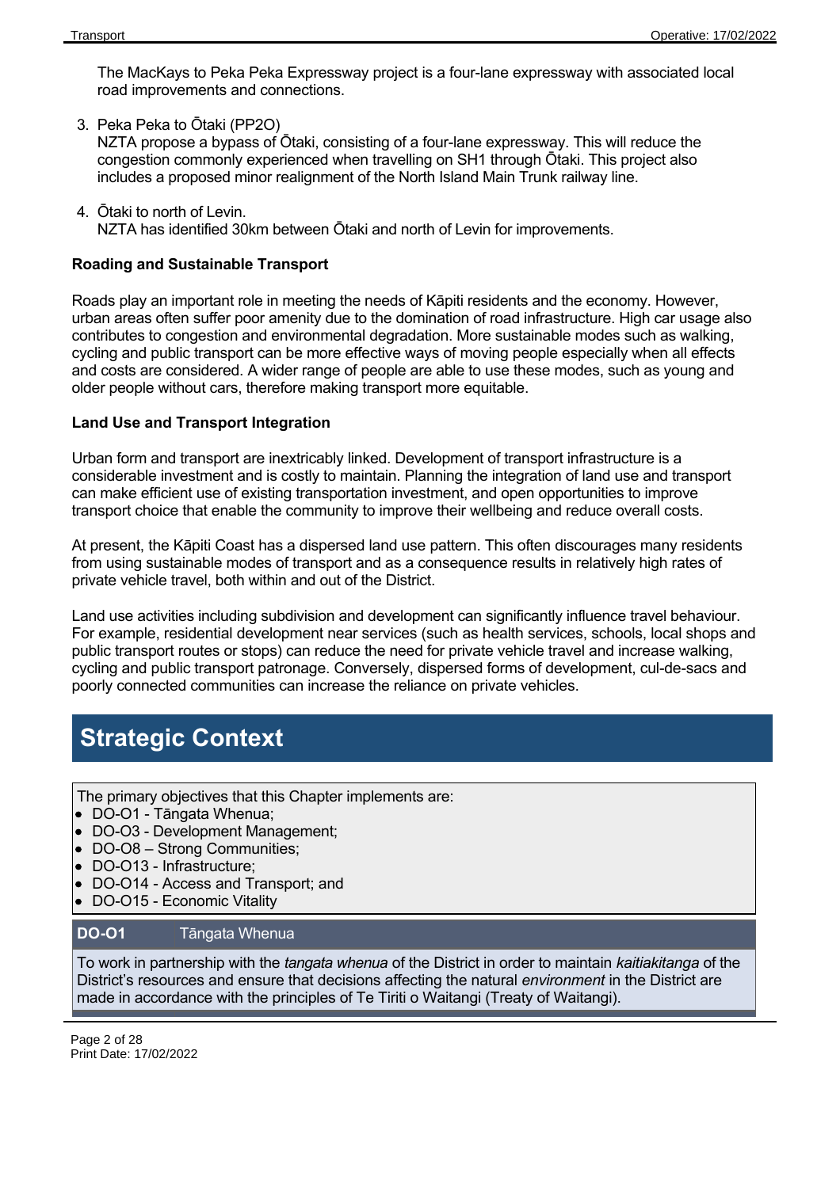The MacKays to Peka Peka Expressway project is a four-lane expressway with associated local road improvements and connections.

3. Peka Peka to Ōtaki (PP2O)
   NZTA propose a bypass of Ōtaki, consisting of a four-lane expressway. This will reduce the congestion commonly experienced when travelling on SH1 through Ōtaki. This project also includes a proposed minor realignment of the North Island Main Trunk railway line.

4. Ōtaki to north of Levin.
   NZTA has identified 30km between Ōtaki and north of Levin for improvements.

**Roading and Sustainable Transport**

Roads play an important role in meeting the needs of Kāpiti residents and the economy. However, urban areas often suffer poor amenity due to the domination of road infrastructure. High car usage also contributes to congestion and environmental degradation. More sustainable modes such as walking, cycling and public transport can be more effective ways of moving people especially when all effects and costs are considered. A wider range of people are able to use these modes, such as young and older people without cars, therefore making transport more equitable.

**Land Use and Transport Integration**

Urban form and transport are inextricably linked. Development of transport infrastructure is a considerable investment and is costly to maintain. Planning the integration of land use and transport can make efficient use of existing transportation investment, and open opportunities to improve transport choice that enable the community to improve their wellbeing and reduce overall costs.

At present, the Kāpiti Coast has a dispersed land use pattern. This often discourages many residents from using sustainable modes of transport and as a consequence results in relatively high rates of private vehicle travel, both within and out of the District.

Land use activities including subdivision and development can significantly influence travel behaviour. For example, residential development near services (such as health services, schools, local shops and public transport routes or stops) can reduce the need for private vehicle travel and increase walking, cycling and public transport patronage. Conversely, dispersed forms of development, cul-de-sacs and poorly connected communities can increase the reliance on private vehicles.

# Strategic Context

The primary objectives that this Chapter implements are:

- DO-O1 - Tāngata Whenua;
- DO-O3 - Development Management;
- DO-O8 – Strong Communities;
- DO-O13 - Infrastructure;
- DO-O14 - Access and Transport; and
- DO-O15 - Economic Vitality

| DO-O1 | Tāngata Whenua |
| --- | --- |

To work in partnership with the *tangata whenua* of the District in order to maintain *kaitiakitanga* of the District's resources and ensure that decisions affecting the natural *environment* in the District are made in accordance with the principles of Te Tiriti o Waitangi (Treaty of Waitangi).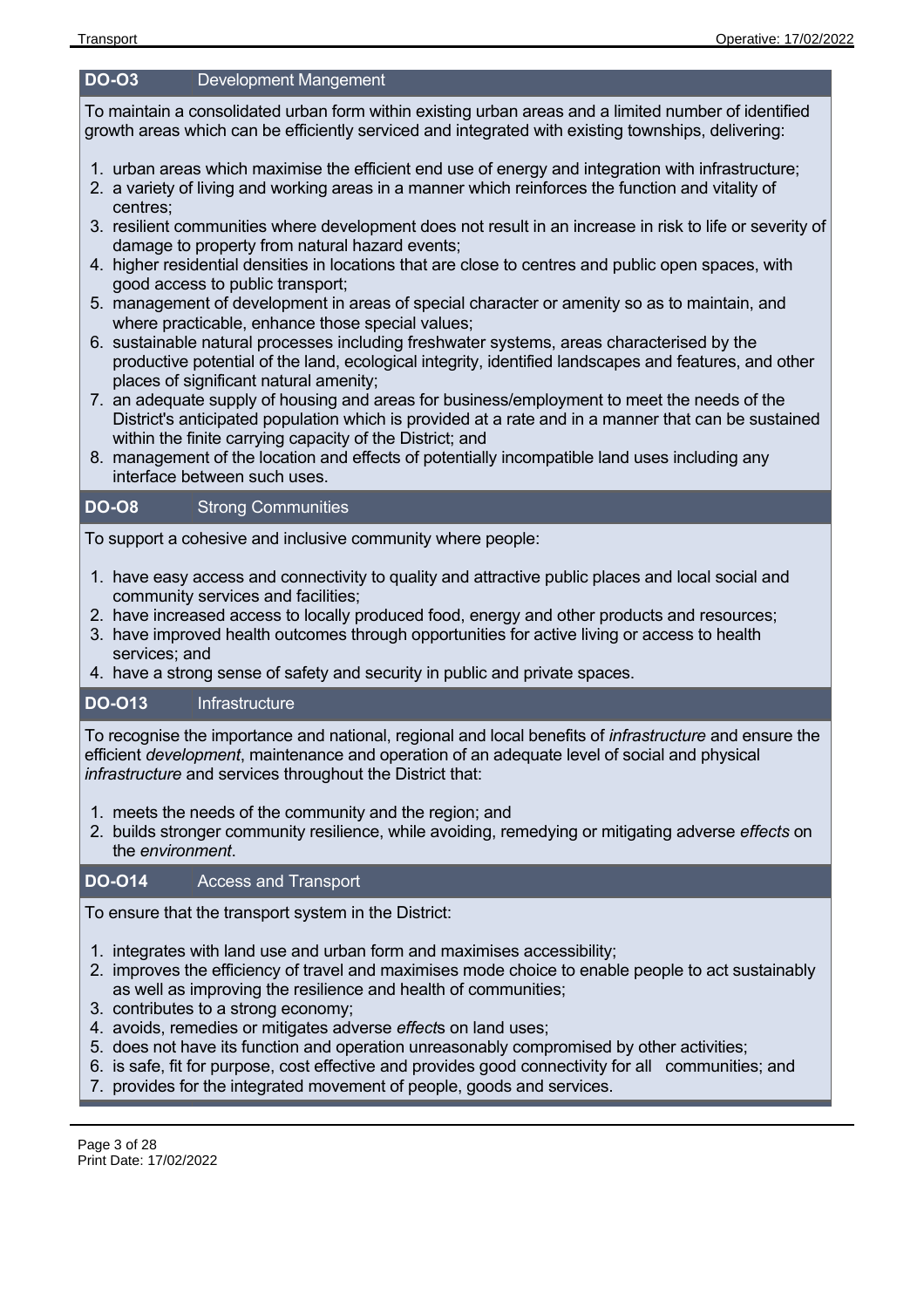### DO-O3 Development Mangement

To maintain a consolidated urban form within existing urban areas and a limited number of identified growth areas which can be efficiently serviced and integrated with existing townships, delivering:

1. urban areas which maximise the efficient end use of energy and integration with infrastructure;
2. a variety of living and working areas in a manner which reinforces the function and vitality of centres;
3. resilient communities where development does not result in an increase in risk to life or severity of damage to property from natural hazard events;
4. higher residential densities in locations that are close to centres and public open spaces, with good access to public transport;
5. management of development in areas of special character or amenity so as to maintain, and where practicable, enhance those special values;
6. sustainable natural processes including freshwater systems, areas characterised by the productive potential of the land, ecological integrity, identified landscapes and features, and other places of significant natural amenity;
7. an adequate supply of housing and areas for business/employment to meet the needs of the District's anticipated population which is provided at a rate and in a manner that can be sustained within the finite carrying capacity of the District; and
8. management of the location and effects of potentially incompatible land uses including any interface between such uses.

### DO-O8 Strong Communities

To support a cohesive and inclusive community where people:

1. have easy access and connectivity to quality and attractive public places and local social and community services and facilities;
2. have increased access to locally produced food, energy and other products and resources;
3. have improved health outcomes through opportunities for active living or access to health services; and
4. have a strong sense of safety and security in public and private spaces.

### DO-O13 Infrastructure

To recognise the importance and national, regional and local benefits of *infrastructure* and ensure the efficient *development*, maintenance and operation of an adequate level of social and physical *infrastructure* and services throughout the District that:

1. meets the needs of the community and the region; and
2. builds stronger community resilience, while avoiding, remedying or mitigating adverse *effects* on the *environment*.

### DO-O14 Access and Transport

To ensure that the transport system in the District:

1. integrates with land use and urban form and maximises accessibility;
2. improves the efficiency of travel and maximises mode choice to enable people to act sustainably as well as improving the resilience and health of communities;
3. contributes to a strong economy;
4. avoids, remedies or mitigates adverse *effect*s on land uses;
5. does not have its function and operation unreasonably compromised by other activities;
6. is safe, fit for purpose, cost effective and provides good connectivity for all communities; and
7. provides for the integrated movement of people, goods and services.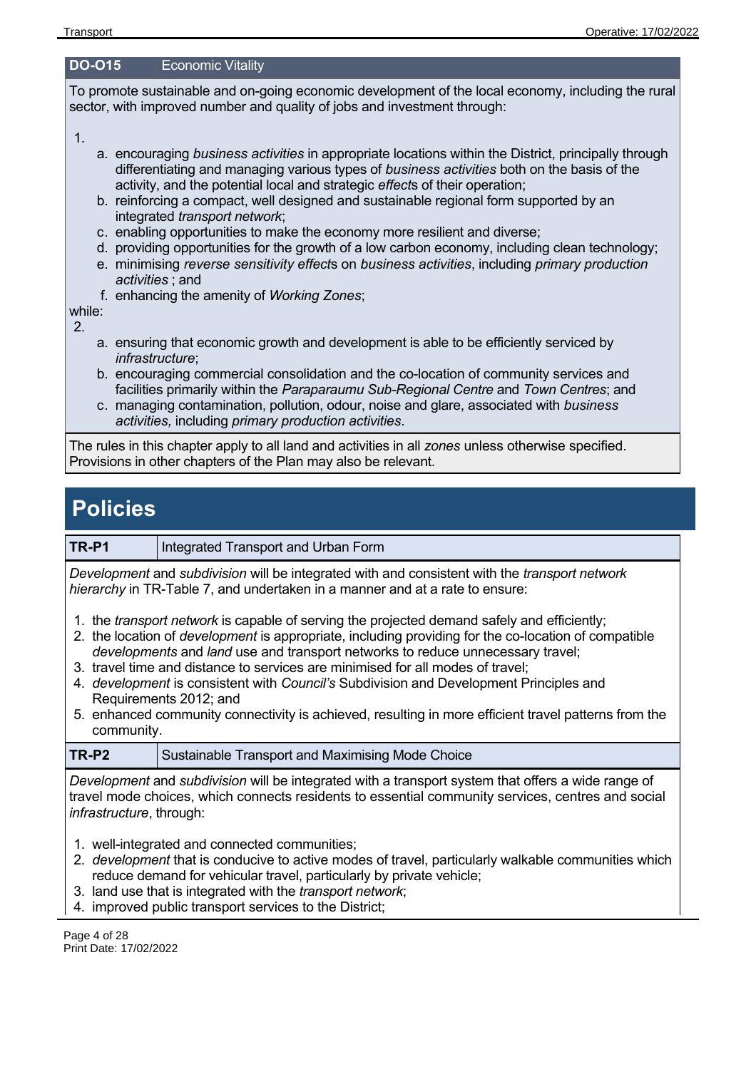| DO-O15 | Economic Vitality |
|---|---|

To promote sustainable and on-going economic development of the local economy, including the rural sector, with improved number and quality of jobs and investment through:

1.
   a. encouraging *business activities* in appropriate locations within the District, principally through differentiating and managing various types of *business activities* both on the basis of the activity, and the potential local and strategic *effect*s of their operation;
   b. reinforcing a compact, well designed and sustainable regional form supported by an integrated *transport network*;
   c. enabling opportunities to make the economy more resilient and diverse;
   d. providing opportunities for the growth of a low carbon economy, including clean technology;
   e. minimising *reverse sensitivity effect*s on *business activities*, including *primary production activities* ; and
   f. enhancing the amenity of *Working Zones*;

while:

2.
   a. ensuring that economic growth and development is able to be efficiently serviced by *infrastructure*;
   b. encouraging commercial consolidation and the co-location of community services and facilities primarily within the *Paraparaumu Sub-Regional Centre* and *Town Centres*; and
   c. managing contamination, pollution, odour, noise and glare, associated with *business activities,* including *primary production activities*.

The rules in this chapter apply to all land and activities in all *zones* unless otherwise specified. Provisions in other chapters of the Plan may also be relevant.

# Policies

| TR-P1 | Integrated Transport and Urban Form |
|---|---|

*Development* and *subdivision* will be integrated with and consistent with the *transport network hierarchy* in TR-Table 7, and undertaken in a manner and at a rate to ensure:

1. the *transport network* is capable of serving the projected demand safely and efficiently;
2. the location of *development* is appropriate, including providing for the co-location of compatible *developments* and *land* use and transport networks to reduce unnecessary travel;
3. travel time and distance to services are minimised for all modes of travel;
4. *development* is consistent with *Council's* Subdivision and Development Principles and Requirements 2012; and
5. enhanced community connectivity is achieved, resulting in more efficient travel patterns from the community.

| TR-P2 | Sustainable Transport and Maximising Mode Choice |
|---|---|

*Development* and *subdivision* will be integrated with a transport system that offers a wide range of travel mode choices, which connects residents to essential community services, centres and social *infrastructure*, through:

1. well-integrated and connected communities;
2. *development* that is conducive to active modes of travel, particularly walkable communities which reduce demand for vehicular travel, particularly by private vehicle;
3. land use that is integrated with the *transport network*;
4. improved public transport services to the District;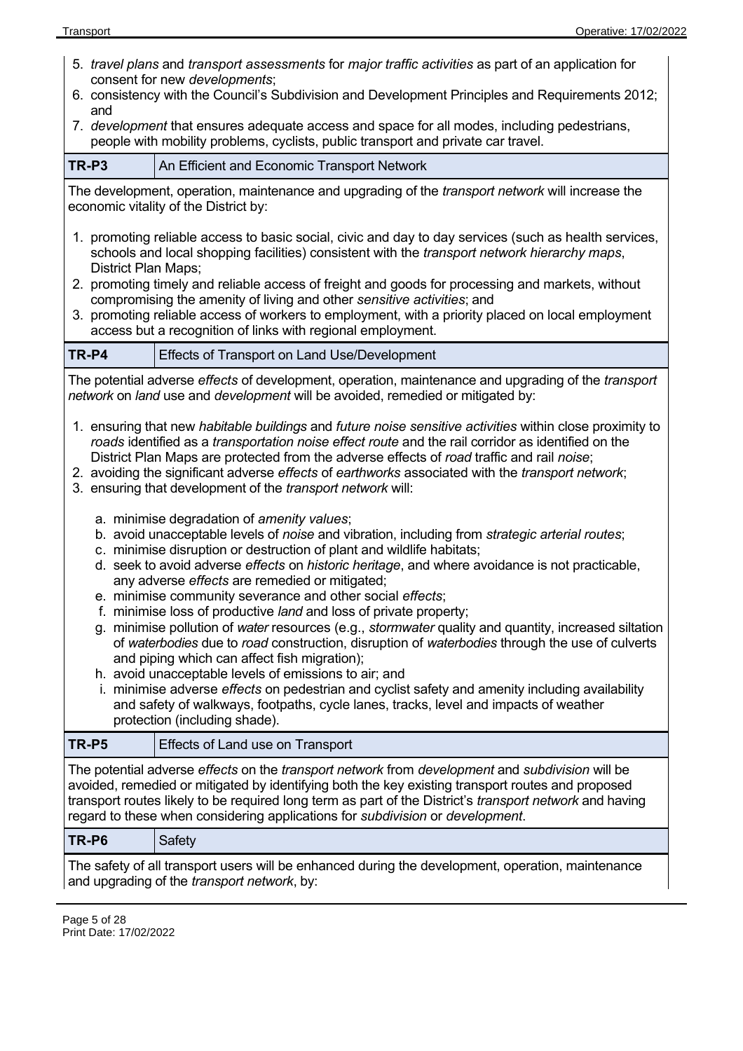5. *travel plans* and *transport assessments* for *major traffic activities* as part of an application for consent for new *developments*;
6. consistency with the Council's Subdivision and Development Principles and Requirements 2012; and
7. *development* that ensures adequate access and space for all modes, including pedestrians, people with mobility problems, cyclists, public transport and private car travel.

| TR-P3 | An Efficient and Economic Transport Network |
|---|---|

The development, operation, maintenance and upgrading of the *transport network* will increase the economic vitality of the District by:

1. promoting reliable access to basic social, civic and day to day services (such as health services, schools and local shopping facilities) consistent with the *transport network hierarchy maps*, District Plan Maps;
2. promoting timely and reliable access of freight and goods for processing and markets, without compromising the amenity of living and other *sensitive activities*; and
3. promoting reliable access of workers to employment, with a priority placed on local employment access but a recognition of links with regional employment.

| TR-P4 | Effects of Transport on Land Use/Development |
|---|---|

The potential adverse *effects* of development, operation, maintenance and upgrading of the *transport network* on *land* use and *development* will be avoided, remedied or mitigated by:

1. ensuring that new *habitable buildings* and *future noise sensitive activities* within close proximity to *roads* identified as a *transportation noise effect route* and the rail corridor as identified on the District Plan Maps are protected from the adverse effects of *road* traffic and rail *noise*;
2. avoiding the significant adverse *effects* of *earthworks* associated with the *transport network*;
3. ensuring that development of the *transport network* will:
   a. minimise degradation of *amenity values*;
   b. avoid unacceptable levels of *noise* and vibration, including from *strategic arterial routes*;
   c. minimise disruption or destruction of plant and wildlife habitats;
   d. seek to avoid adverse *effects* on *historic heritage*, and where avoidance is not practicable, any adverse *effects* are remedied or mitigated;
   e. minimise community severance and other social *effects*;
   f. minimise loss of productive *land* and loss of private property;
   g. minimise pollution of *water* resources (e.g., *stormwater* quality and quantity, increased siltation of *waterbodies* due to *road* construction, disruption of *waterbodies* through the use of culverts and piping which can affect fish migration);
   h. avoid unacceptable levels of emissions to air; and
   i. minimise adverse *effects* on pedestrian and cyclist safety and amenity including availability and safety of walkways, footpaths, cycle lanes, tracks, level and impacts of weather protection (including shade).

| TR-P5 | Effects of Land use on Transport |
|---|---|

The potential adverse *effects* on the *transport network* from *development* and *subdivision* will be avoided, remedied or mitigated by identifying both the key existing transport routes and proposed transport routes likely to be required long term as part of the District's *transport network* and having regard to these when considering applications for *subdivision* or *development*.

| TR-P6 | Safety |
|---|---|

The safety of all transport users will be enhanced during the development, operation, maintenance and upgrading of the *transport network*, by: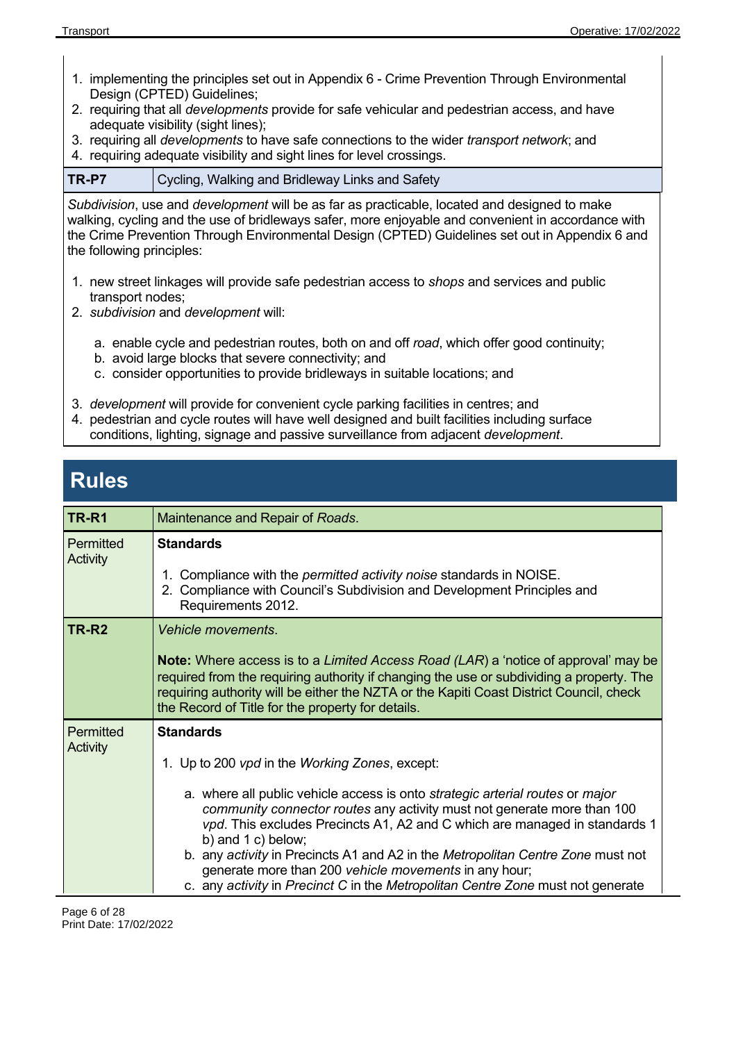1. implementing the principles set out in Appendix 6 - Crime Prevention Through Environmental Design (CPTED) Guidelines;
2. requiring that all *developments* provide for safe vehicular and pedestrian access, and have adequate visibility (sight lines);
3. requiring all *developments* to have safe connections to the wider *transport network*; and
4. requiring adequate visibility and sight lines for level crossings.

| **TR-P7** | Cycling, Walking and Bridleway Links and Safety |
|---|---|

*Subdivision*, use and *development* will be as far as practicable, located and designed to make walking, cycling and the use of bridleways safer, more enjoyable and convenient in accordance with the Crime Prevention Through Environmental Design (CPTED) Guidelines set out in Appendix 6 and the following principles:

1. new street linkages will provide safe pedestrian access to *shops* and services and public transport nodes;
2. *subdivision* and *development* will:
   a. enable cycle and pedestrian routes, both on and off *road*, which offer good continuity;
   b. avoid large blocks that severe connectivity; and
   c. consider opportunities to provide bridleways in suitable locations; and
3. *development* will provide for convenient cycle parking facilities in centres; and
4. pedestrian and cycle routes will have well designed and built facilities including surface conditions, lighting, signage and passive surveillance from adjacent *development*.

# Rules

| **TR-R1** | Maintenance and Repair of *Roads*. |
|---|---|
| Permitted Activity | **Standards**<br><br>1. Compliance with the *permitted activity noise* standards in NOISE.<br>2. Compliance with Council's Subdivision and Development Principles and Requirements 2012. |
| **TR-R2** | *Vehicle movements*.<br><br>**Note:** Where access is to a *Limited Access Road (LAR)* a 'notice of approval' may be required from the requiring authority if changing the use or subdividing a property. The requiring authority will be either the NZTA or the Kapiti Coast District Council, check the Record of Title for the property for details. |
| Permitted Activity | **Standards**<br><br>1. Up to 200 *vpd* in the *Working Zones*, except:<br>a. where all public vehicle access is onto *strategic arterial routes* or *major community connector routes* any activity must not generate more than 100 *vpd*. This excludes Precincts A1, A2 and C which are managed in standards 1 b) and 1 c) below;<br>b. any *activity* in Precincts A1 and A2 in the *Metropolitan Centre Zone* must not generate more than 200 *vehicle movements* in any hour;<br>c. any *activity* in *Precinct C* in the *Metropolitan Centre Zone* must not generate |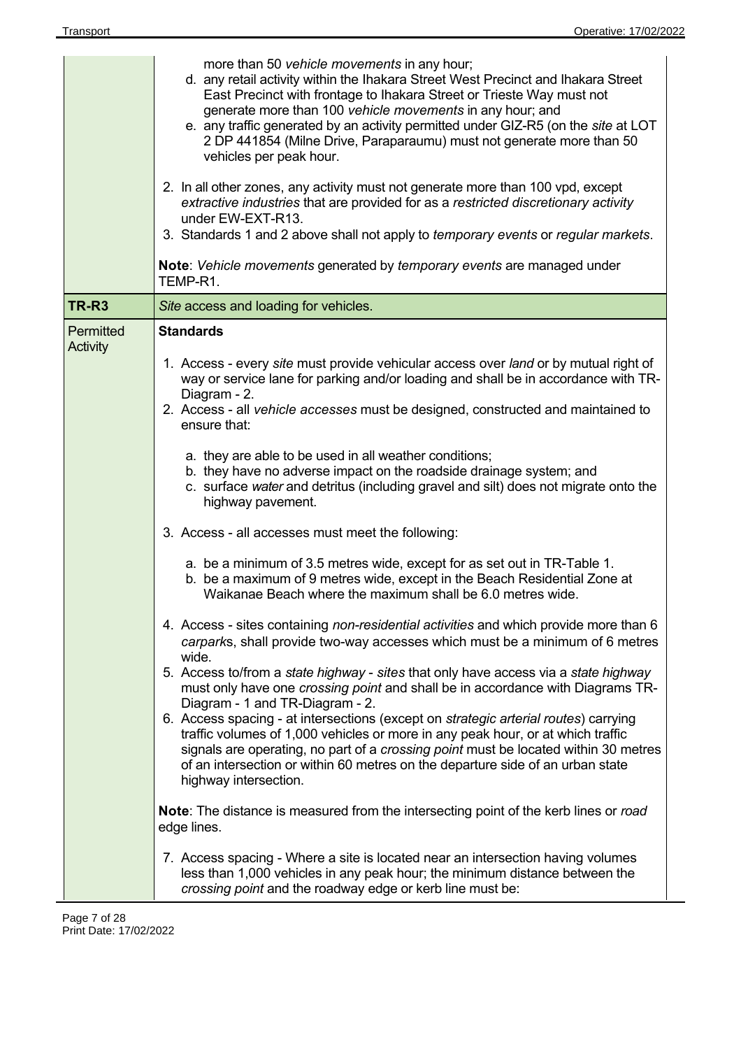| | |
|---|---|
| | more than 50 *vehicle movements* in any hour;<br>d. any retail activity within the Ihakara Street West Precinct and Ihakara Street East Precinct with frontage to Ihakara Street or Trieste Way must not generate more than 100 *vehicle movements* in any hour; and<br>e. any traffic generated by an activity permitted under GIZ-R5 (on the *site* at LOT 2 DP 441854 (Milne Drive, Paraparaumu) must not generate more than 50 vehicles per peak hour.<br><br>2. In all other zones, any activity must not generate more than 100 vpd, except *extractive industries* that are provided for as a *restricted discretionary activity* under EW-EXT-R13.<br>3. Standards 1 and 2 above shall not apply to *temporary events* or *regular markets*.<br><br>**Note**: *Vehicle movements* generated by *temporary events* are managed under TEMP-R1. |
| **TR-R3** | *Site* access and loading for vehicles. |
| Permitted Activity | **Standards**<br><br>1. Access - every *site* must provide vehicular access over *land* or by mutual right of way or service lane for parking and/or loading and shall be in accordance with TR-Diagram - 2.<br>2. Access - all *vehicle accesses* must be designed, constructed and maintained to ensure that:<br><br>a. they are able to be used in all weather conditions;<br>b. they have no adverse impact on the roadside drainage system; and<br>c. surface *water* and detritus (including gravel and silt) does not migrate onto the highway pavement.<br><br>3. Access - all accesses must meet the following:<br><br>a. be a minimum of 3.5 metres wide, except for as set out in TR-Table 1.<br>b. be a maximum of 9 metres wide, except in the Beach Residential Zone at Waikanae Beach where the maximum shall be 6.0 metres wide.<br><br>4. Access - sites containing *non-residential activities* and which provide more than 6 *carpark*s, shall provide two-way accesses which must be a minimum of 6 metres wide.<br>5. Access to/from a *state highway* - *sites* that only have access via a *state highway* must only have one *crossing point* and shall be in accordance with Diagrams TR-Diagram - 1 and TR-Diagram - 2.<br>6. Access spacing - at intersections (except on *strategic arterial routes*) carrying traffic volumes of 1,000 vehicles or more in any peak hour, or at which traffic signals are operating, no part of a *crossing point* must be located within 30 metres of an intersection or within 60 metres on the departure side of an urban state highway intersection.<br><br>**Note**: The distance is measured from the intersecting point of the kerb lines or *road* edge lines.<br><br>7. Access spacing - Where a site is located near an intersection having volumes less than 1,000 vehicles in any peak hour; the minimum distance between the *crossing point* and the roadway edge or kerb line must be: |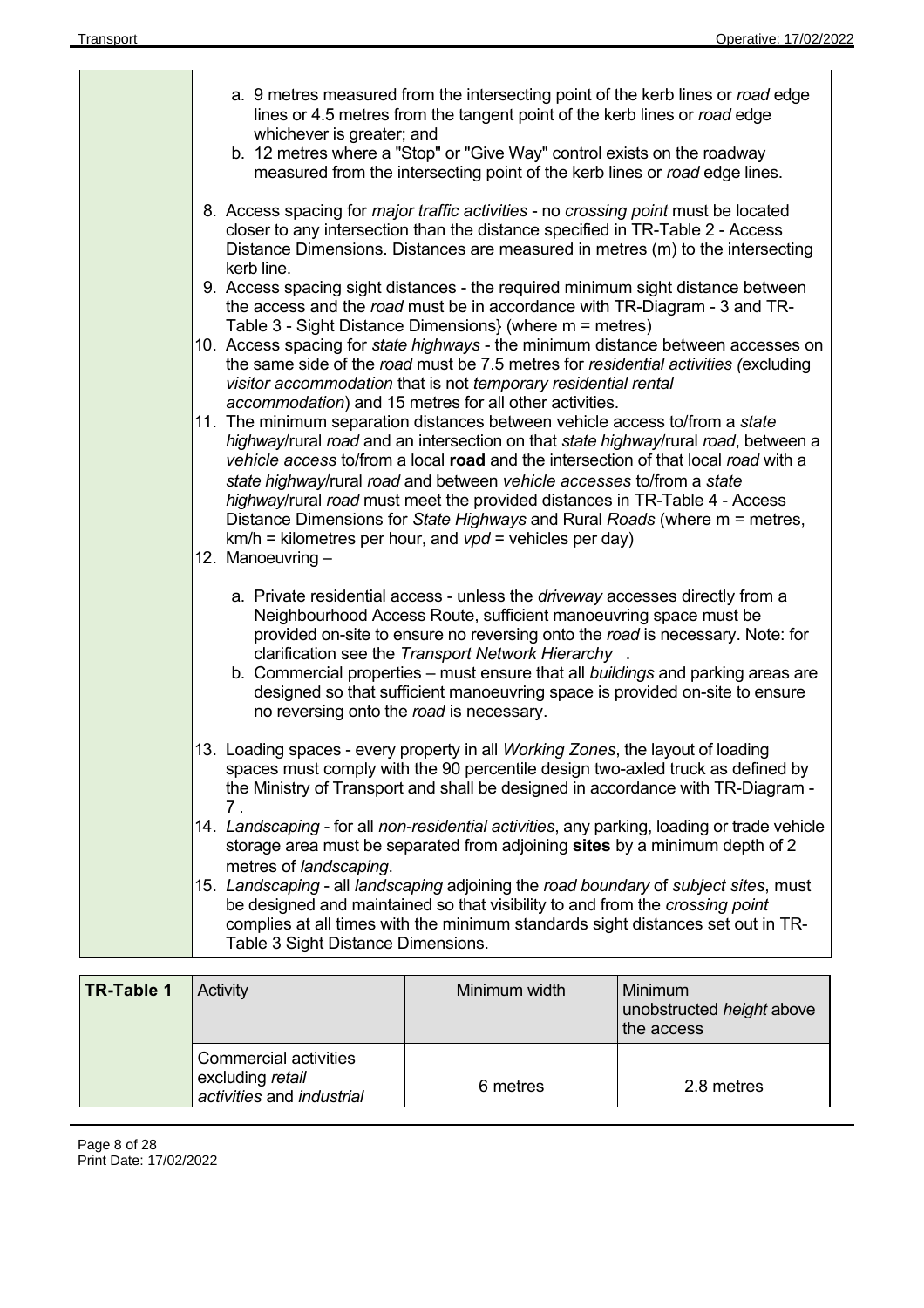a. 9 metres measured from the intersecting point of the kerb lines or *road* edge lines or 4.5 metres from the tangent point of the kerb lines or *road* edge whichever is greater; and
b. 12 metres where a "Stop" or "Give Way" control exists on the roadway measured from the intersecting point of the kerb lines or *road* edge lines.

8. Access spacing for *major traffic activities* - no *crossing point* must be located closer to any intersection than the distance specified in TR-Table 2 - Access Distance Dimensions. Distances are measured in metres (m) to the intersecting kerb line.
9. Access spacing sight distances - the required minimum sight distance between the access and the *road* must be in accordance with TR-Diagram - 3 and TR-Table 3 - Sight Distance Dimensions} (where m = metres)
10. Access spacing for *state highways* - the minimum distance between accesses on the same side of the *road* must be 7.5 metres for *residential activities (*excluding *visitor accommodation* that is not *temporary residential rental accommodation*) and 15 metres for all other activities.
11. The minimum separation distances between vehicle access to/from a *state highway*/rural *road* and an intersection on that *state highway*/rural *road*, between a *vehicle access* to/from a local **road** and the intersection of that local *road* with a *state highway*/rural *road* and between *vehicle accesses* to/from a *state highway*/rural *road* must meet the provided distances in TR-Table 4 - Access Distance Dimensions for *State Highways* and Rural *Roads* (where m = metres, km/h = kilometres per hour, and *vpd* = vehicles per day)
12. Manoeuvring –

    a. Private residential access - unless the *driveway* accesses directly from a Neighbourhood Access Route, sufficient manoeuvring space must be provided on-site to ensure no reversing onto the *road* is necessary. Note: for clarification see the *Transport Network Hierarchy* .
    b. Commercial properties – must ensure that all *buildings* and parking areas are designed so that sufficient manoeuvring space is provided on-site to ensure no reversing onto the *road* is necessary.

13. Loading spaces - every property in all *Working Zones*, the layout of loading spaces must comply with the 90 percentile design two-axled truck as defined by the Ministry of Transport and shall be designed in accordance with TR-Diagram - 7 .
14. *Landscaping* - for all *non-residential activities*, any parking, loading or trade vehicle storage area must be separated from adjoining **sites** by a minimum depth of 2 metres of *landscaping*.
15. *Landscaping* - all *landscaping* adjoining the *road boundary* of *subject sites*, must be designed and maintained so that visibility to and from the *crossing point* complies at all times with the minimum standards sight distances set out in TR-Table 3 Sight Distance Dimensions.

| **TR-Table 1** | Activity | Minimum width | Minimum unobstructed *height* above the access |
|---|---|---|---|
| | Commercial activities excluding *retail activities* and *industrial* | 6 metres | 2.8 metres |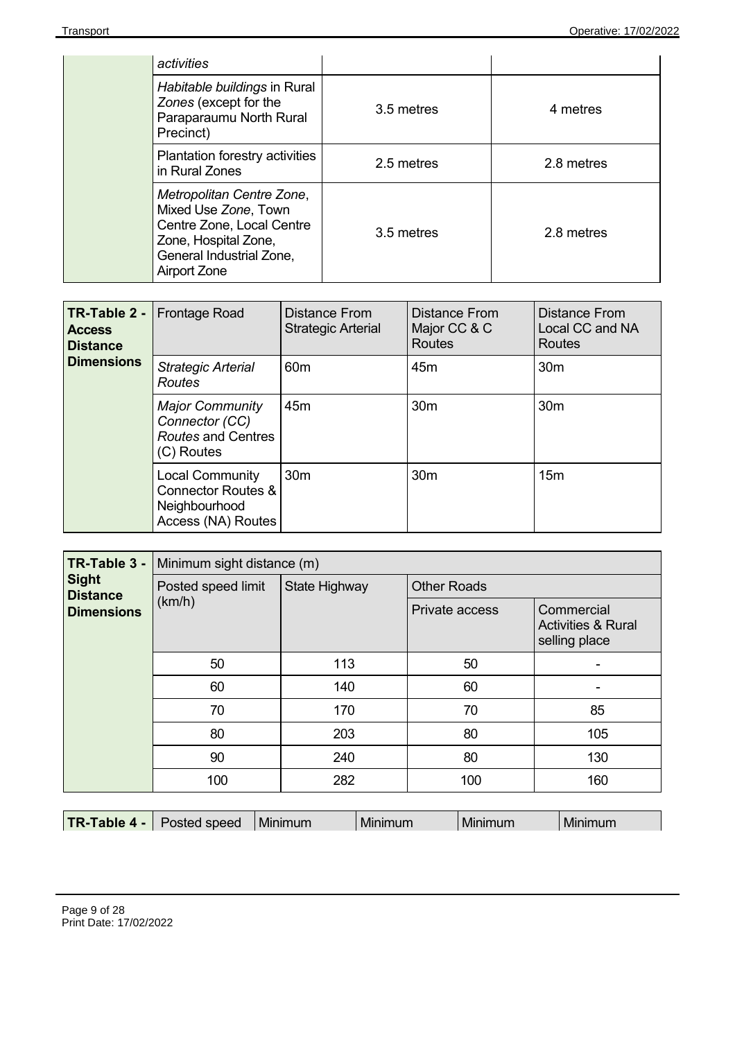| | activities | | |
|---|---|---|---|
| | *Habitable buildings* in Rural *Zones* (except for the Paraparaumu North Rural Precinct) | 3.5 metres | 4 metres |
| | Plantation forestry activities in Rural Zones | 2.5 metres | 2.8 metres |
| | *Metropolitan Centre Zone*, Mixed Use *Zone*, Town Centre Zone, Local Centre Zone, Hospital Zone, General Industrial Zone, Airport Zone | 3.5 metres | 2.8 metres |

| **TR-Table 2 - Access Distance Dimensions** | Frontage Road | Distance From Strategic Arterial | Distance From Major CC & C Routes | Distance From Local CC and NA Routes |
|---|---|---|---|---|
| | *Strategic Arterial Routes* | 60m | 45m | 30m |
| | *Major Community Connector (CC) Routes* and Centres (C) Routes | 45m | 30m | 30m |
| | Local Community Connector Routes & Neighbourhood Access (NA) Routes | 30m | 30m | 15m |

| **TR-Table 3 - Sight Distance Dimensions** | Minimum sight distance (m) | | | |
|---|---|---|---|---|
| | Posted speed limit (km/h) | State Highway | Other Roads | |
| | | | Private access | Commercial Activities & Rural selling place |
| | 50 | 113 | 50 | - |
| | 60 | 140 | 60 | - |
| | 70 | 170 | 70 | 85 |
| | 80 | 203 | 80 | 105 |
| | 90 | 240 | 80 | 130 |
| | 100 | 282 | 100 | 160 |

| **TR-Table 4 -** | Posted speed | Minimum | Minimum | Minimum | Minimum |
|---|---|---|---|---|---|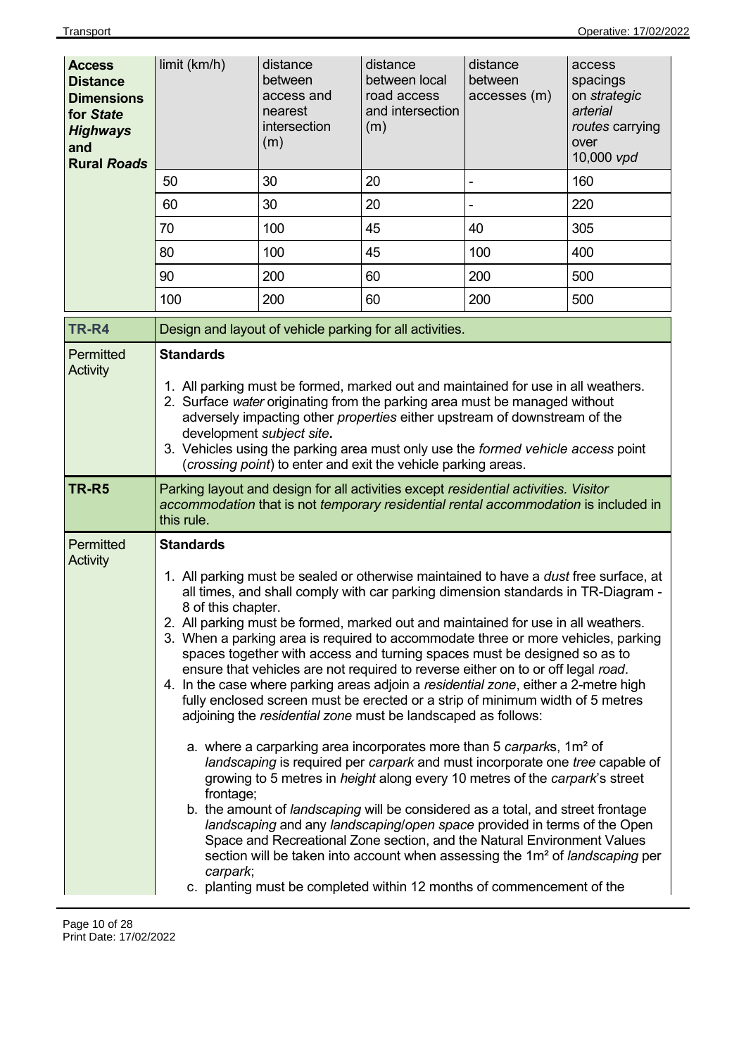| **Access Distance Dimensions for *State Highways* and Rural *Roads*** | limit (km/h) | distance between access and nearest intersection (m) | distance between local road access and intersection (m) | distance between accesses (m) | access spacings on *strategic arterial routes* carrying over 10,000 *vpd* |
|---|---|---|---|---|---|
| | 50 | 30 | 20 | - | 160 |
| | 60 | 30 | 20 | - | 220 |
| | 70 | 100 | 45 | 40 | 305 |
| | 80 | 100 | 45 | 100 | 400 |
| | 90 | 200 | 60 | 200 | 500 |
| | 100 | 200 | 60 | 200 | 500 |

| **TR-R4** | Design and layout of vehicle parking for all activities. |
|---|---|
| Permitted Activity | **Standards**<br><br>1. All parking must be formed, marked out and maintained for use in all weathers.<br>2. Surface *water* originating from the parking area must be managed without adversely impacting other *properties* either upstream of downstream of the development *subject site.*<br>3. Vehicles using the parking area must only use the *formed vehicle access* point (*crossing point*) to enter and exit the vehicle parking areas. |

| **TR-R5** | Parking layout and design for all activities except *residential activities. Visitor accommodation* that is not *temporary residential rental accommodation* is included in this rule. |
|---|---|
| Permitted Activity | **Standards**<br><br>1. All parking must be sealed or otherwise maintained to have a *dust* free surface, at all times, and shall comply with car parking dimension standards in TR-Diagram - 8 of this chapter.<br>2. All parking must be formed, marked out and maintained for use in all weathers.<br>3. When a parking area is required to accommodate three or more vehicles, parking spaces together with access and turning spaces must be designed so as to ensure that vehicles are not required to reverse either on to or off legal *road*.<br>4. In the case where parking areas adjoin a *residential zone*, either a 2-metre high fully enclosed screen must be erected or a strip of minimum width of 5 metres adjoining the *residential zone* must be landscaped as follows:<br><br>a. where a carparking area incorporates more than 5 *carpark*s, 1m² of *landscaping* is required per *carpark* and must incorporate one *tree* capable of growing to 5 metres in *height* along every 10 metres of the *carpark*'s street frontage;<br>b. the amount of *landscaping* will be considered as a total, and street frontage *landscaping* and any *landscaping*/*open space* provided in terms of the Open Space and Recreational Zone section, and the Natural Environment Values section will be taken into account when assessing the 1m² of *landscaping* per *carpark*;<br>c. planting must be completed within 12 months of commencement of the |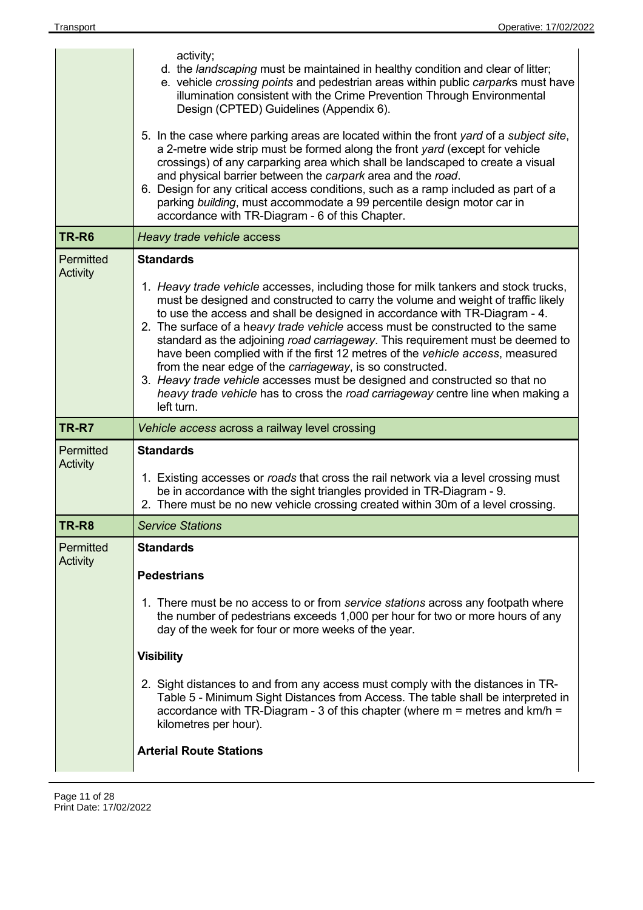| | |
|---|---|
| | activity;<br>d. the *landscaping* must be maintained in healthy condition and clear of litter;<br>e. vehicle *crossing points* and pedestrian areas within public *carpark*s must have illumination consistent with the Crime Prevention Through Environmental Design (CPTED) Guidelines (Appendix 6).<br><br>5. In the case where parking areas are located within the front *yard* of a *subject site*, a 2-metre wide strip must be formed along the front *yard* (except for vehicle crossings) of any carparking area which shall be landscaped to create a visual and physical barrier between the *carpark* area and the *road*.<br>6. Design for any critical access conditions, such as a ramp included as part of a parking *building*, must accommodate a 99 percentile design motor car in accordance with TR-Diagram - 6 of this Chapter. |
| **TR-R6** | *Heavy trade vehicle* access |
| Permitted Activity | **Standards**<br><br>1. *Heavy trade vehicle* accesses, including those for milk tankers and stock trucks, must be designed and constructed to carry the volume and weight of traffic likely to use the access and shall be designed in accordance with TR-Diagram - 4.<br>2. The surface of a h*eavy trade vehicle* access must be constructed to the same standard as the adjoining *road carriageway*. This requirement must be deemed to have been complied with if the first 12 metres of the *vehicle access*, measured from the near edge of the *carriageway*, is so constructed.<br>3. *Heavy trade vehicle* accesses must be designed and constructed so that no *heavy trade vehicle* has to cross the *road carriageway* centre line when making a left turn. |
| **TR-R7** | *Vehicle access* across a railway level crossing |
| Permitted Activity | **Standards**<br><br>1. Existing accesses or *roads* that cross the rail network via a level crossing must be in accordance with the sight triangles provided in TR-Diagram - 9.<br>2. There must be no new vehicle crossing created within 30m of a level crossing. |
| **TR-R8** | *Service Stations* |
| Permitted Activity | **Standards**<br><br>**Pedestrians**<br><br>1. There must be no access to or from *service stations* across any footpath where the number of pedestrians exceeds 1,000 per hour for two or more hours of any day of the week for four or more weeks of the year.<br><br>**Visibility**<br><br>2. Sight distances to and from any access must comply with the distances in TR-Table 5 - Minimum Sight Distances from Access. The table shall be interpreted in accordance with TR-Diagram - 3 of this chapter (where m = metres and km/h = kilometres per hour).<br><br>**Arterial Route Stations** |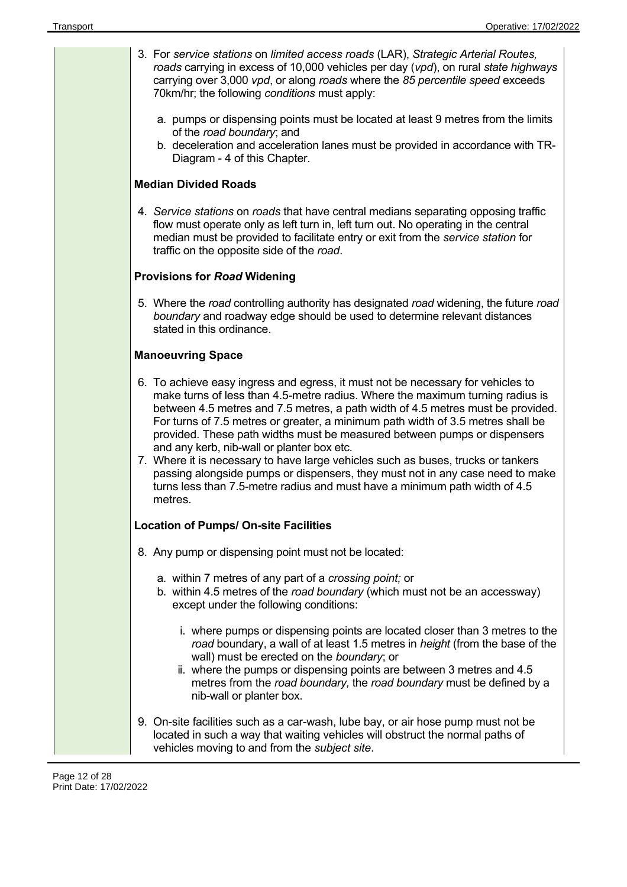3. For *service stations* on *limited access roads* (LAR), *Strategic Arterial Routes, roads* carrying in excess of 10,000 vehicles per day (*vpd*), on rural *state highways* carrying over 3,000 *vpd*, or along *roads* where the *85 percentile speed* exceeds 70km/hr; the following *conditions* must apply:

   a. pumps or dispensing points must be located at least 9 metres from the limits of the *road boundary*; and
   b. deceleration and acceleration lanes must be provided in accordance with TR-Diagram - 4 of this Chapter.

**Median Divided Roads**

4. *Service stations* on *roads* that have central medians separating opposing traffic flow must operate only as left turn in, left turn out. No operating in the central median must be provided to facilitate entry or exit from the *service station* for traffic on the opposite side of the *road*.

**Provisions for *Road* Widening**

5. Where the *road* controlling authority has designated *road* widening, the future *road boundary* and roadway edge should be used to determine relevant distances stated in this ordinance.

**Manoeuvring Space**

6. To achieve easy ingress and egress, it must not be necessary for vehicles to make turns of less than 4.5-metre radius. Where the maximum turning radius is between 4.5 metres and 7.5 metres, a path width of 4.5 metres must be provided. For turns of 7.5 metres or greater, a minimum path width of 3.5 metres shall be provided. These path widths must be measured between pumps or dispensers and any kerb, nib-wall or planter box etc.
7. Where it is necessary to have large vehicles such as buses, trucks or tankers passing alongside pumps or dispensers, they must not in any case need to make turns less than 7.5-metre radius and must have a minimum path width of 4.5 metres.

**Location of Pumps/ On-site Facilities**

8. Any pump or dispensing point must not be located:

   a. within 7 metres of any part of a *crossing point;* or
   b. within 4.5 metres of the *road boundary* (which must not be an accessway) except under the following conditions:

      i. where pumps or dispensing points are located closer than 3 metres to the *road* boundary, a wall of at least 1.5 metres in *height* (from the base of the wall) must be erected on the *boundary*; or
      ii. where the pumps or dispensing points are between 3 metres and 4.5 metres from the *road boundary,* the *road boundary* must be defined by a nib-wall or planter box.

9. On-site facilities such as a car-wash, lube bay, or air hose pump must not be located in such a way that waiting vehicles will obstruct the normal paths of vehicles moving to and from the *subject site*.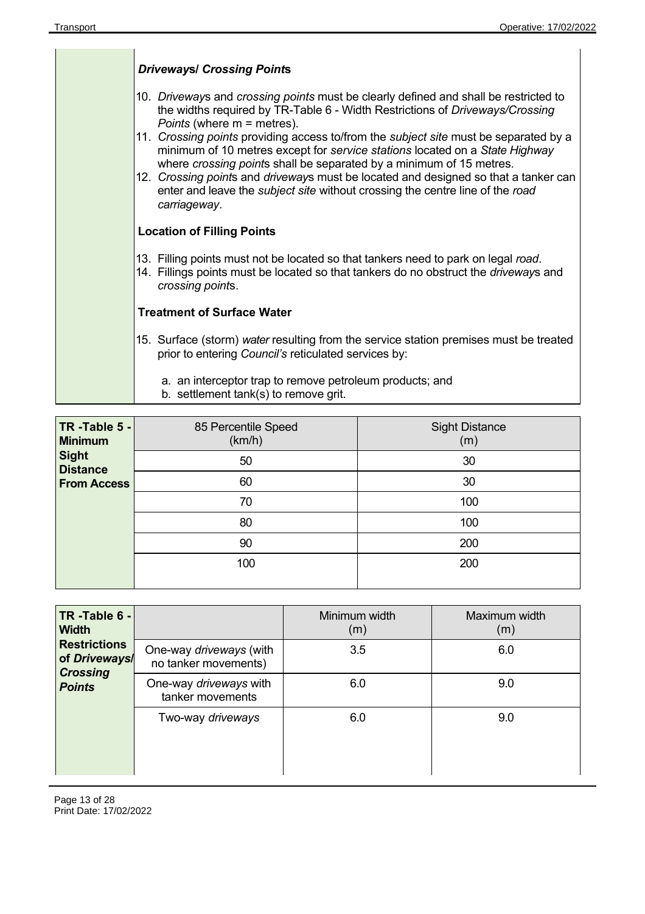***Driveways/ Crossing Points***

10. *Driveways* and *crossing points* must be clearly defined and shall be restricted to the widths required by TR-Table 6 - Width Restrictions of *Driveways/Crossing Points* (where m = metres).
11. *Crossing points* providing access to/from the *subject site* must be separated by a minimum of 10 metres except for *service stations* located on a *State Highway* where *crossing points* shall be separated by a minimum of 15 metres.
12. *Crossing points* and *driveways* must be located and designed so that a tanker can enter and leave the *subject site* without crossing the centre line of the *road carriageway*.

**Location of Filling Points**

13. Filling points must not be located so that tankers need to park on legal *road*.
14. Fillings points must be located so that tankers do no obstruct the *driveways* and *crossing points*.

**Treatment of Surface Water**

15. Surface (storm) *water* resulting from the service station premises must be treated prior to entering *Council's* reticulated services by:

    a. an interceptor trap to remove petroleum products; and
    b. settlement tank(s) to remove grit.

| **TR -Table 5 - Minimum Sight Distance From Access** | 85 Percentile Speed (km/h) | Sight Distance (m) |
|---|---|---|
| | 50 | 30 |
| | 60 | 30 |
| | 70 | 100 |
| | 80 | 100 |
| | 90 | 200 |
| | 100 | 200 |

| **TR -Table 6 - Width Restrictions of *Driveways/ Crossing Points*** | | Minimum width (m) | Maximum width (m) |
|---|---|---|---|
| | One-way *driveways* (with no tanker movements) | 3.5 | 6.0 |
| | One-way *driveways* with tanker movements | 6.0 | 9.0 |
| | Two-way *driveways* | 6.0 | 9.0 |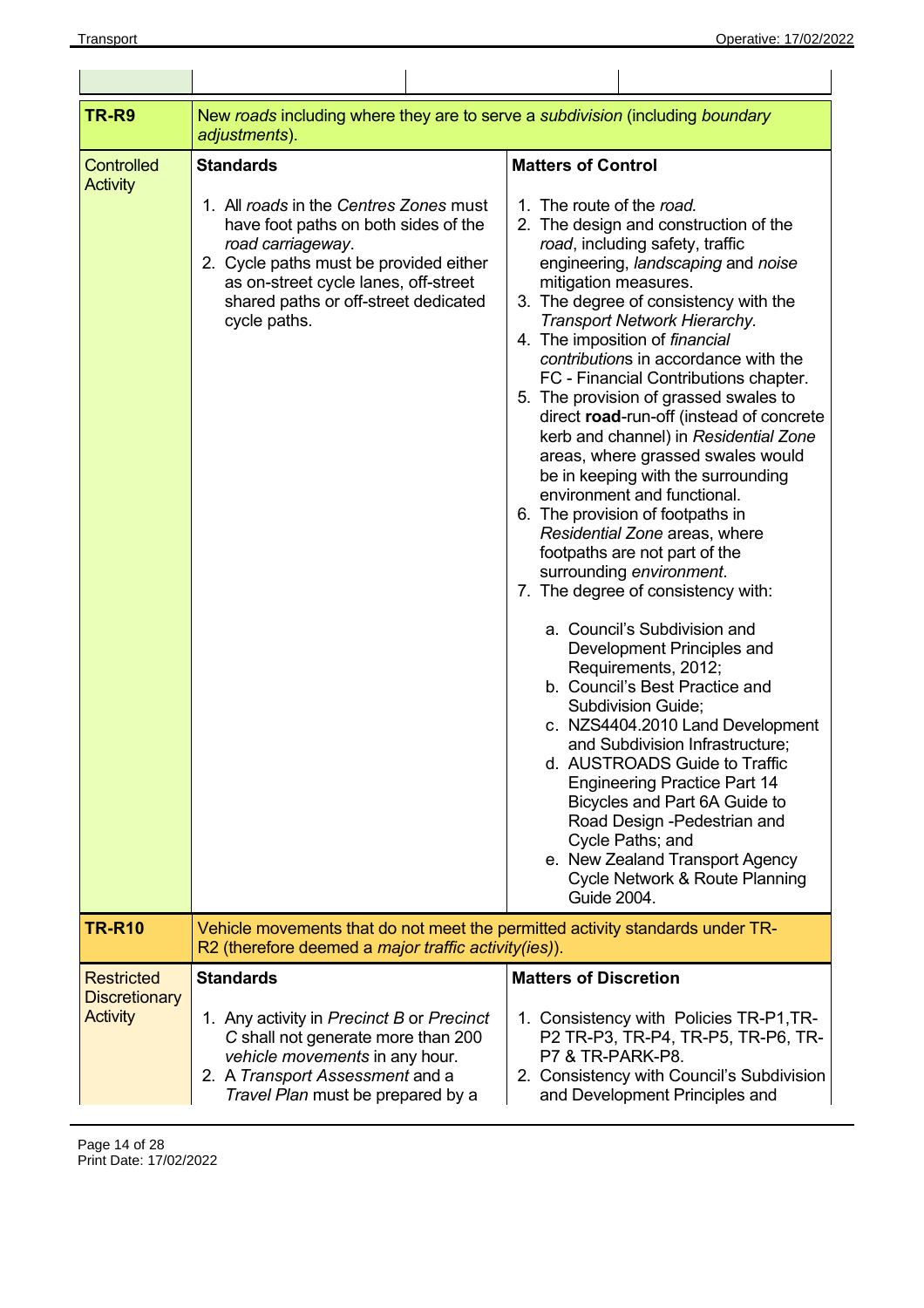| | | | |
|---|---|---|---|
| **TR-R9** | New *roads* including where they are to serve a *subdivision* (including *boundary adjustments*). | | |
| Controlled Activity | **Standards**<br><br>1. All *roads* in the *Centres Zones* must have foot paths on both sides of the *road carriageway*.<br>2. Cycle paths must be provided either as on-street cycle lanes, off-street shared paths or off-street dedicated cycle paths. | **Matters of Control**<br><br>1. The route of the *road.*<br>2. The design and construction of the *road*, including safety, traffic engineering, *landscaping* and *noise* mitigation measures.<br>3. The degree of consistency with the *Transport Network Hierarchy.*<br>4. The imposition of *financial contributions* in accordance with the FC - Financial Contributions chapter.<br>5. The provision of grassed swales to direct **road**-run-off (instead of concrete kerb and channel) in *Residential Zone* areas, where grassed swales would be in keeping with the surrounding environment and functional.<br>6. The provision of footpaths in *Residential Zone* areas, where footpaths are not part of the surrounding *environment*.<br>7. The degree of consistency with:<br>a. Council's Subdivision and Development Principles and Requirements, 2012;<br>b. Council's Best Practice and Subdivision Guide;<br>c. NZS4404.2010 Land Development and Subdivision Infrastructure;<br>d. AUSTROADS Guide to Traffic Engineering Practice Part 14 Bicycles and Part 6A Guide to Road Design -Pedestrian and Cycle Paths; and<br>e. New Zealand Transport Agency Cycle Network & Route Planning Guide 2004. | |
| **TR-R10** | Vehicle movements that do not meet the permitted activity standards under TR-R2 (therefore deemed a *major traffic activity(ies)*). | | |
| Restricted Discretionary Activity | **Standards**<br><br>1. Any activity in *Precinct B* or *Precinct C* shall not generate more than 200 *vehicle movements* in any hour.<br>2. A *Transport Assessment* and a *Travel Plan* must be prepared by a | **Matters of Discretion**<br><br>1. Consistency with Policies TR-P1,TR-P2 TR-P3, TR-P4, TR-P5, TR-P6, TR-P7 & TR-PARK-P8.<br>2. Consistency with Council's Subdivision and Development Principles and | |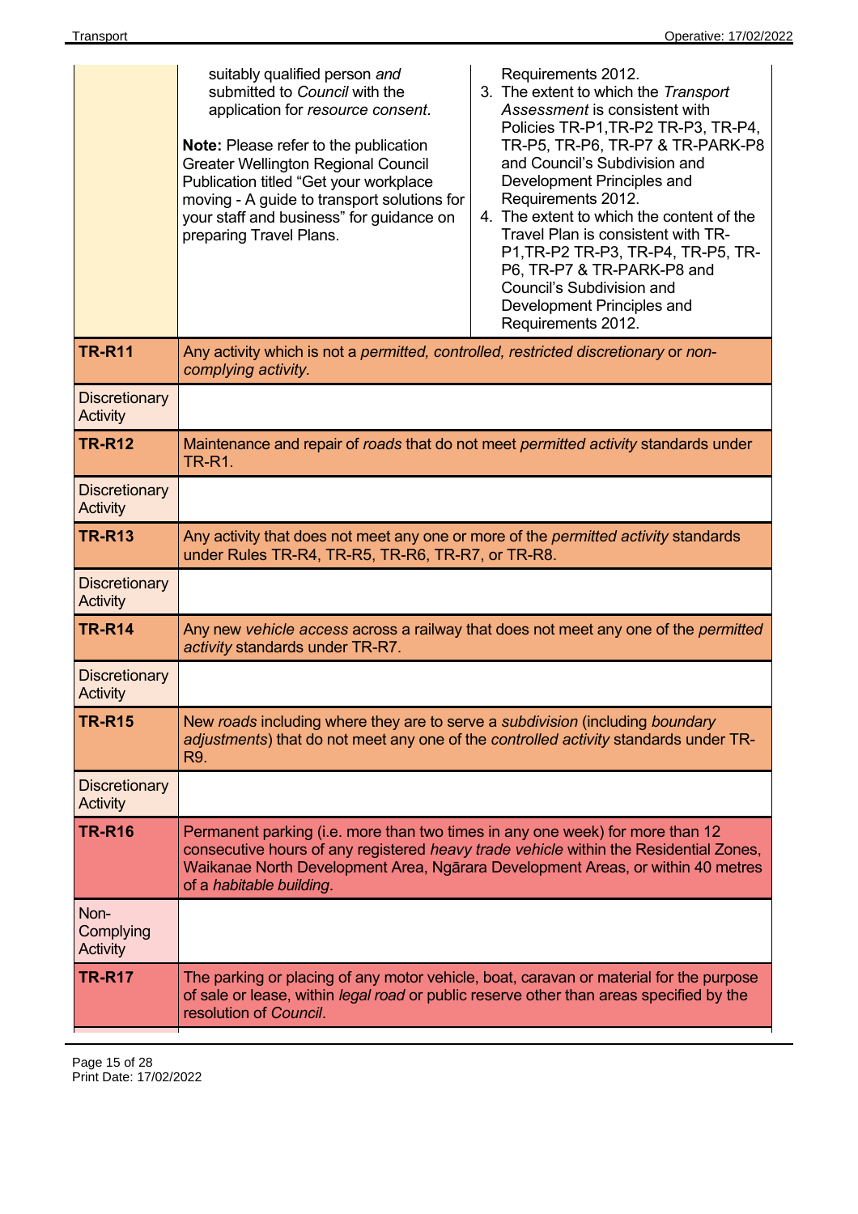| | | |
|---|---|---|
| | suitably qualified person *and* submitted to *Council* with the application for *resource consent*.<br><br>**Note:** Please refer to the publication Greater Wellington Regional Council Publication titled "Get your workplace moving - A guide to transport solutions for your staff and business" for guidance on preparing Travel Plans. | Requirements 2012.<br>3. The extent to which the *Transport Assessment* is consistent with Policies TR-P1,TR-P2 TR-P3, TR-P4, TR-P5, TR-P6, TR-P7 & TR-PARK-P8 and Council's Subdivision and Development Principles and Requirements 2012.<br>4. The extent to which the content of the Travel Plan is consistent with TR-P1,TR-P2 TR-P3, TR-P4, TR-P5, TR-P6, TR-P7 & TR-PARK-P8 and Council's Subdivision and Development Principles and Requirements 2012. |
| **TR-R11** | Any activity which is not a *permitted, controlled, restricted discretionary* or *non-complying activity.* | |
| Discretionary Activity | | |
| **TR-R12** | Maintenance and repair of *roads* that do not meet *permitted activity* standards under TR-R1. | |
| Discretionary Activity | | |
| **TR-R13** | Any activity that does not meet any one or more of the *permitted activity* standards under Rules TR-R4, TR-R5, TR-R6, TR-R7, or TR-R8. | |
| Discretionary Activity | | |
| **TR-R14** | Any new *vehicle access* across a railway that does not meet any one of the *permitted activity* standards under TR-R7. | |
| Discretionary Activity | | |
| **TR-R15** | New *roads* including where they are to serve a *subdivision* (including *boundary adjustments*) that do not meet any one of the *controlled activity* standards under TR-R9. | |
| Discretionary Activity | | |
| **TR-R16** | Permanent parking (i.e. more than two times in any one week) for more than 12 consecutive hours of any registered *heavy trade vehicle* within the Residential Zones, Waikanae North Development Area, Ngārara Development Areas, or within 40 metres of a *habitable building*. | |
| Non-Complying Activity | | |
| **TR-R17** | The parking or placing of any motor vehicle, boat, caravan or material for the purpose of sale or lease, within *legal road* or public reserve other than areas specified by the resolution of *Council*. | |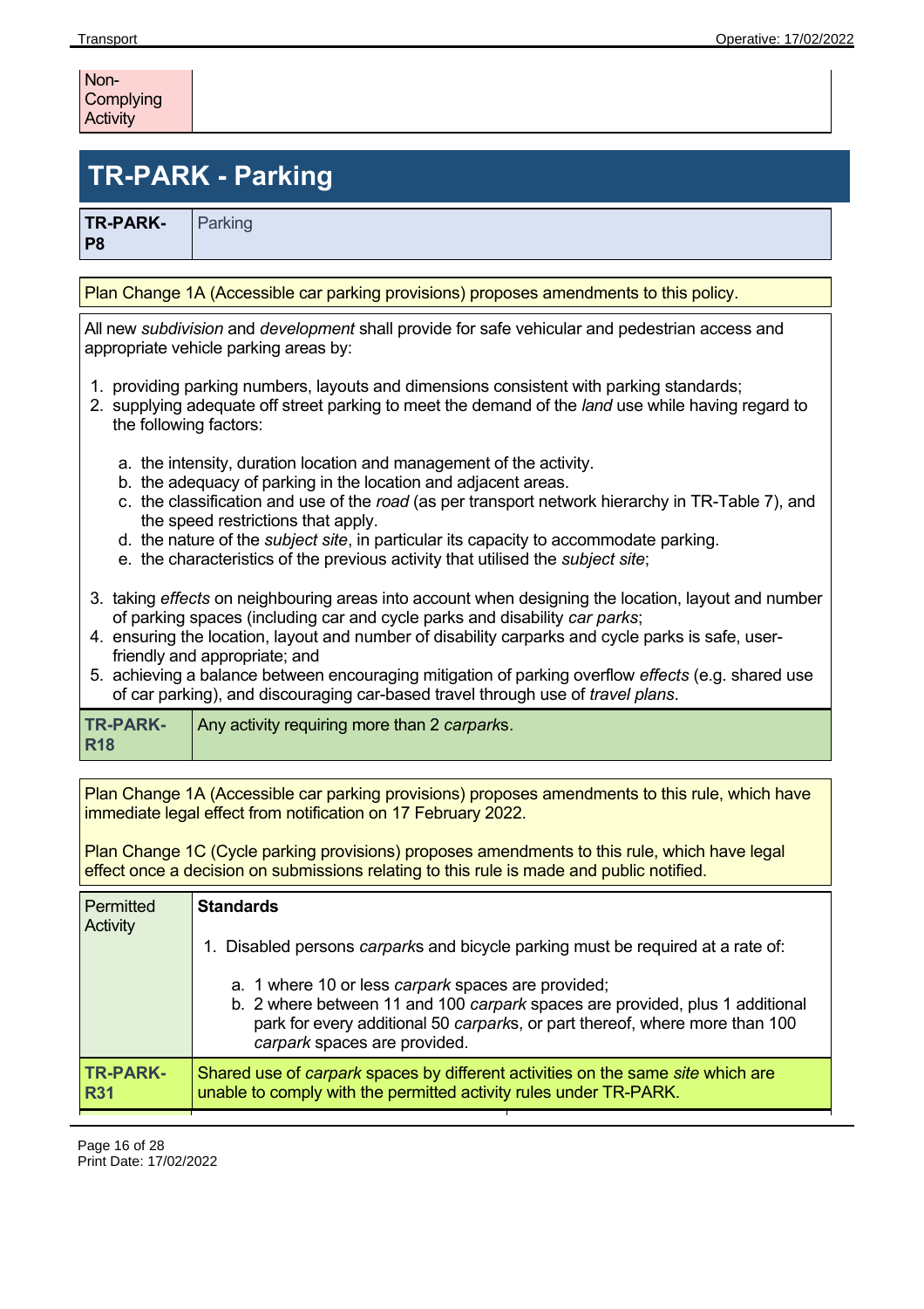| Non-Complying Activity | |
|---|---|

# TR-PARK - Parking

| TR-PARK-P8 | Parking |
|---|---|

Plan Change 1A (Accessible car parking provisions) proposes amendments to this policy.

All new *subdivision* and *development* shall provide for safe vehicular and pedestrian access and appropriate vehicle parking areas by:

1. providing parking numbers, layouts and dimensions consistent with parking standards;
2. supplying adequate off street parking to meet the demand of the *land* use while having regard to the following factors:
   a. the intensity, duration location and management of the activity.
   b. the adequacy of parking in the location and adjacent areas.
   c. the classification and use of the *road* (as per transport network hierarchy in TR-Table 7), and the speed restrictions that apply.
   d. the nature of the *subject site*, in particular its capacity to accommodate parking.
   e. the characteristics of the previous activity that utilised the *subject site*;
3. taking *effects* on neighbouring areas into account when designing the location, layout and number of parking spaces (including car and cycle parks and disability *car parks*;
4. ensuring the location, layout and number of disability carparks and cycle parks is safe, user-friendly and appropriate; and
5. achieving a balance between encouraging mitigation of parking overflow *effects* (e.g. shared use of car parking), and discouraging car-based travel through use of *travel plans*.

| TR-PARK-R18 | Any activity requiring more than 2 *carparks*. |
|---|---|

Plan Change 1A (Accessible car parking provisions) proposes amendments to this rule, which have immediate legal effect from notification on 17 February 2022.

Plan Change 1C (Cycle parking provisions) proposes amendments to this rule, which have legal effect once a decision on submissions relating to this rule is made and public notified.

| Permitted Activity | **Standards**<br><br>1. Disabled persons *carparks* and bicycle parking must be required at a rate of:<br><br>a. 1 where 10 or less *carpark* spaces are provided;<br>b. 2 where between 11 and 100 *carpark* spaces are provided, plus 1 additional park for every additional 50 *carparks*, or part thereof, where more than 100 *carpark* spaces are provided. |
|---|---|

| TR-PARK-R31 | Shared use of *carpark* spaces by different activities on the same *site* which are unable to comply with the permitted activity rules under TR-PARK. |
|---|---|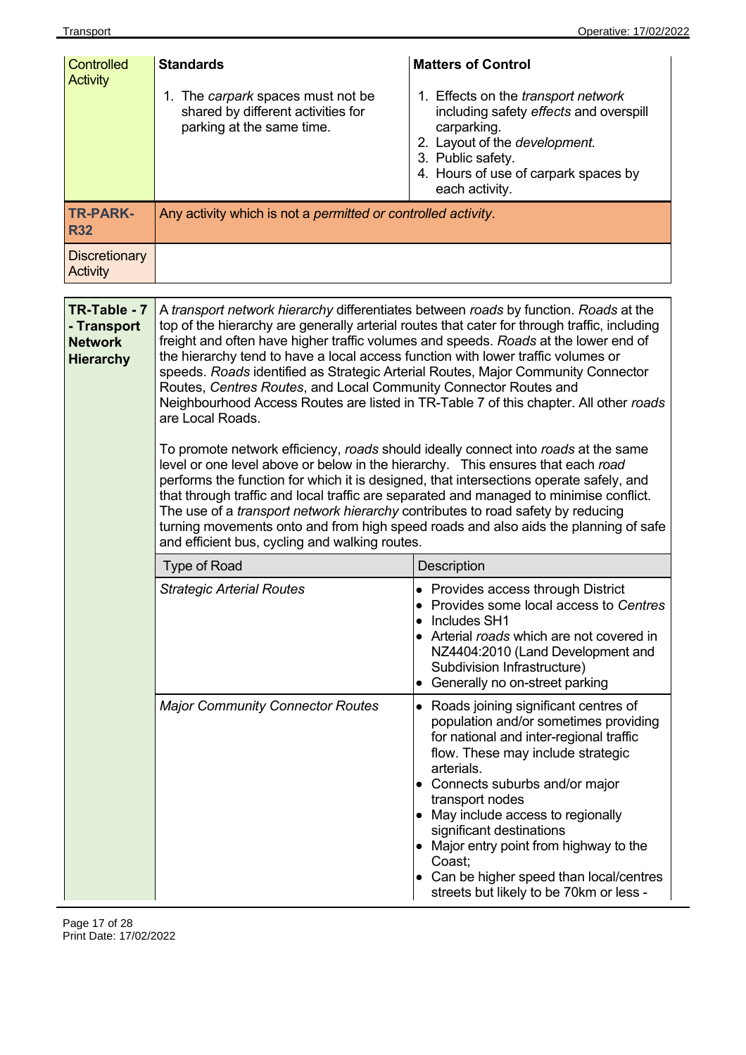| | | |
|---|---|---|
| Controlled Activity | **Standards**<br><br>1. The *carpark* spaces must not be shared by different activities for parking at the same time. | **Matters of Control**<br><br>1. Effects on the *transport network* including safety *effects* and overspill carparking.<br>2. Layout of the *development.*<br>3. Public safety.<br>4. Hours of use of carpark spaces by each activity. |
| **TR-PARK-R32** | Any activity which is not a *permitted or controlled activity*. | |
| Discretionary Activity | | |

**TR-Table - 7 - Transport Network Hierarchy**

A *transport network hierarchy* differentiates between *roads* by function. *Roads* at the top of the hierarchy are generally arterial routes that cater for through traffic, including freight and often have higher traffic volumes and speeds. *Roads* at the lower end of the hierarchy tend to have a local access function with lower traffic volumes or speeds. *Roads* identified as Strategic Arterial Routes, Major Community Connector Routes, *Centres Routes*, and Local Community Connector Routes and Neighbourhood Access Routes are listed in TR-Table 7 of this chapter. All other *roads* are Local Roads.

To promote network efficiency, *roads* should ideally connect into *roads* at the same level or one level above or below in the hierarchy. This ensures that each *road* performs the function for which it is designed, that intersections operate safely, and that through traffic and local traffic are separated and managed to minimise conflict. The use of a *transport network hierarchy* contributes to road safety by reducing turning movements onto and from high speed roads and also aids the planning of safe and efficient bus, cycling and walking routes.

| Type of Road | Description |
|---|---|
| *Strategic Arterial Routes* | • Provides access through District<br>• Provides some local access to *Centres*<br>• Includes SH1<br>• Arterial *roads* which are not covered in NZ4404:2010 (Land Development and Subdivision Infrastructure)<br>• Generally no on-street parking |
| *Major Community Connector Routes* | • Roads joining significant centres of population and/or sometimes providing for national and inter-regional traffic flow. These may include strategic arterials.<br>• Connects suburbs and/or major transport nodes<br>• May include access to regionally significant destinations<br>• Major entry point from highway to the Coast;<br>• Can be higher speed than local/centres streets but likely to be 70km or less - |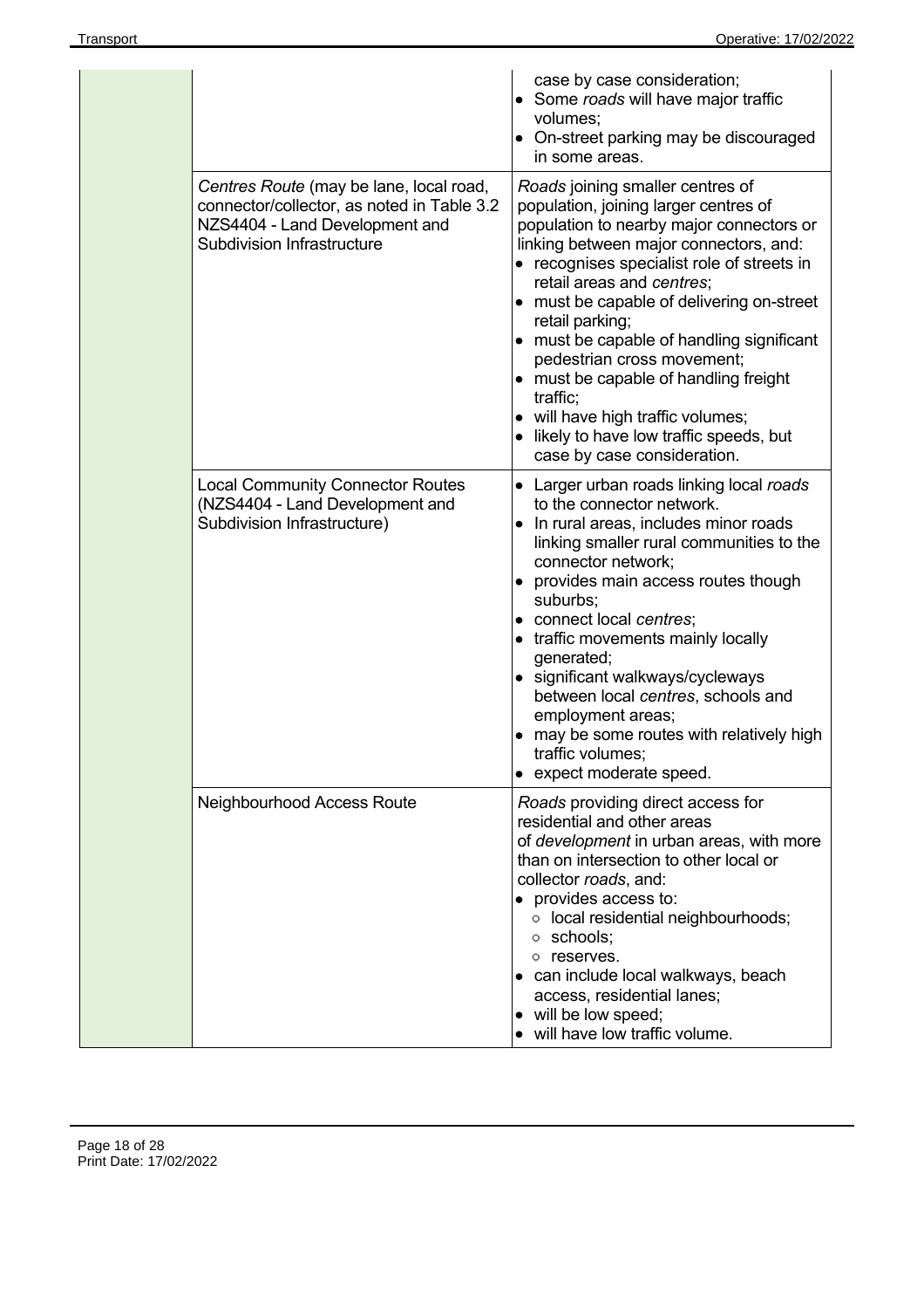| | | |
|---|---|---|
| | | case by case consideration;<br>• Some *roads* will have major traffic volumes;<br>• On-street parking may be discouraged in some areas. |
| | *Centres Route* (may be lane, local road, connector/collector, as noted in Table 3.2 NZS4404 - Land Development and Subdivision Infrastructure | *Roads* joining smaller centres of population, joining larger centres of population to nearby major connectors or linking between major connectors, and:<br>• recognises specialist role of streets in retail areas and *centres*;<br>• must be capable of delivering on-street retail parking;<br>• must be capable of handling significant pedestrian cross movement;<br>• must be capable of handling freight traffic;<br>• will have high traffic volumes;<br>• likely to have low traffic speeds, but case by case consideration. |
| | Local Community Connector Routes (NZS4404 - Land Development and Subdivision Infrastructure) | • Larger urban roads linking local *roads* to the connector network.<br>• In rural areas, includes minor roads linking smaller rural communities to the connector network;<br>• provides main access routes though suburbs;<br>• connect local *centres*;<br>• traffic movements mainly locally generated;<br>• significant walkways/cycleways between local *centres*, schools and employment areas;<br>• may be some routes with relatively high traffic volumes;<br>• expect moderate speed. |
| | Neighbourhood Access Route | *Roads* providing direct access for residential and other areas of *development* in urban areas, with more than on intersection to other local or collector *roads*, and:<br>• provides access to:<br>&nbsp;&nbsp;◦ local residential neighbourhoods;<br>&nbsp;&nbsp;◦ schools;<br>&nbsp;&nbsp;◦ reserves.<br>• can include local walkways, beach access, residential lanes;<br>• will be low speed;<br>• will have low traffic volume. |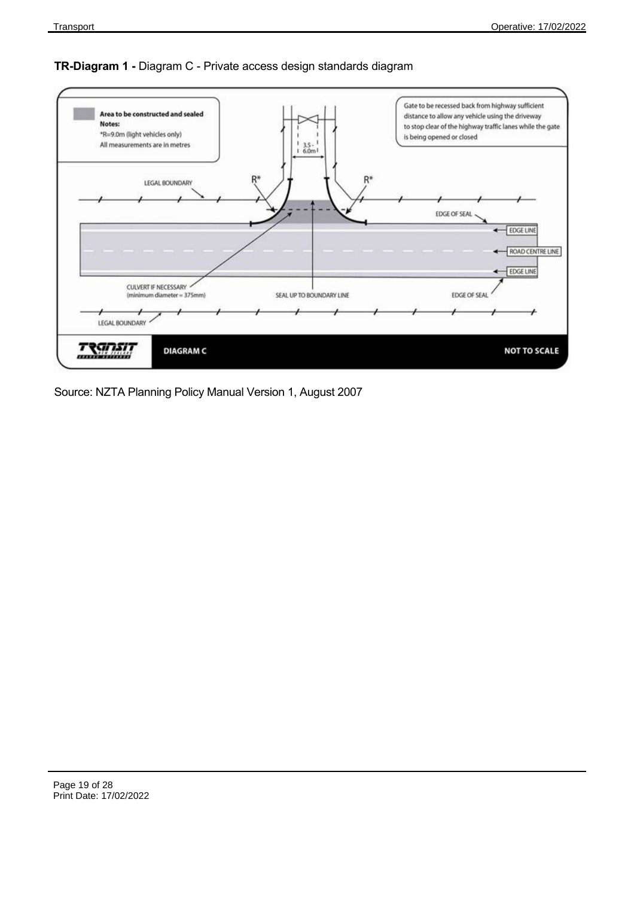**TR-Diagram 1 -** Diagram C - Private access design standards diagram

Area to be constructed and sealed

Notes:

*R=9.0m (light vehicles only)

All measurements are in metres

Gate to be recessed back from highway sufficient distance to allow any vehicle using the driveway to stop clear of the highway traffic lanes while the gate is being opened or closed

3.5 - 6.0m

R*

R*

LEGAL BOUNDARY

EDGE OF SEAL

EDGE LINE

ROAD CENTRE LINE

EDGE LINE

CULVERT IF NECESSARY (minimum diameter = 375mm)

SEAL UP TO BOUNDARY LINE

EDGE OF SEAL

LEGAL BOUNDARY

TRANSIT NEW ZEALAND

DIAGRAM C

NOT TO SCALE

Source: NZTA Planning Policy Manual Version 1, August 2007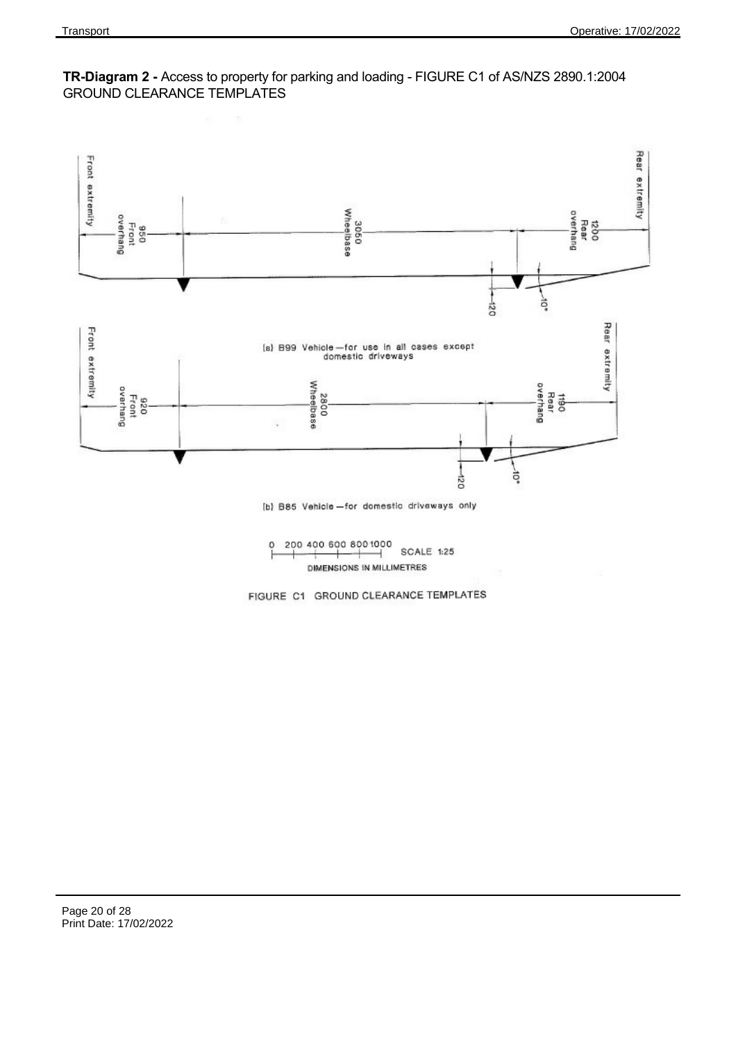**TR-Diagram 2 -** Access to property for parking and loading - FIGURE C1 of AS/NZS 2890.1:2004 GROUND CLEARANCE TEMPLATES

Front extremity | 950 Front overhang | 3050 Wheelbase | 1200 Rear overhang | Rear extremity | 120 | 10°

(a) B99 Vehicle—for use in all cases except domestic driveways

Front extremity | 920 Front overhang | 2800 Wheelbase | 1190 Rear overhang | Rear extremity | 120 | 10°

(b) B85 Vehicle—for domestic driveways only

0 200 400 600 800 1000 SCALE 1:25

DIMENSIONS IN MILLIMETRES

FIGURE C1 GROUND CLEARANCE TEMPLATES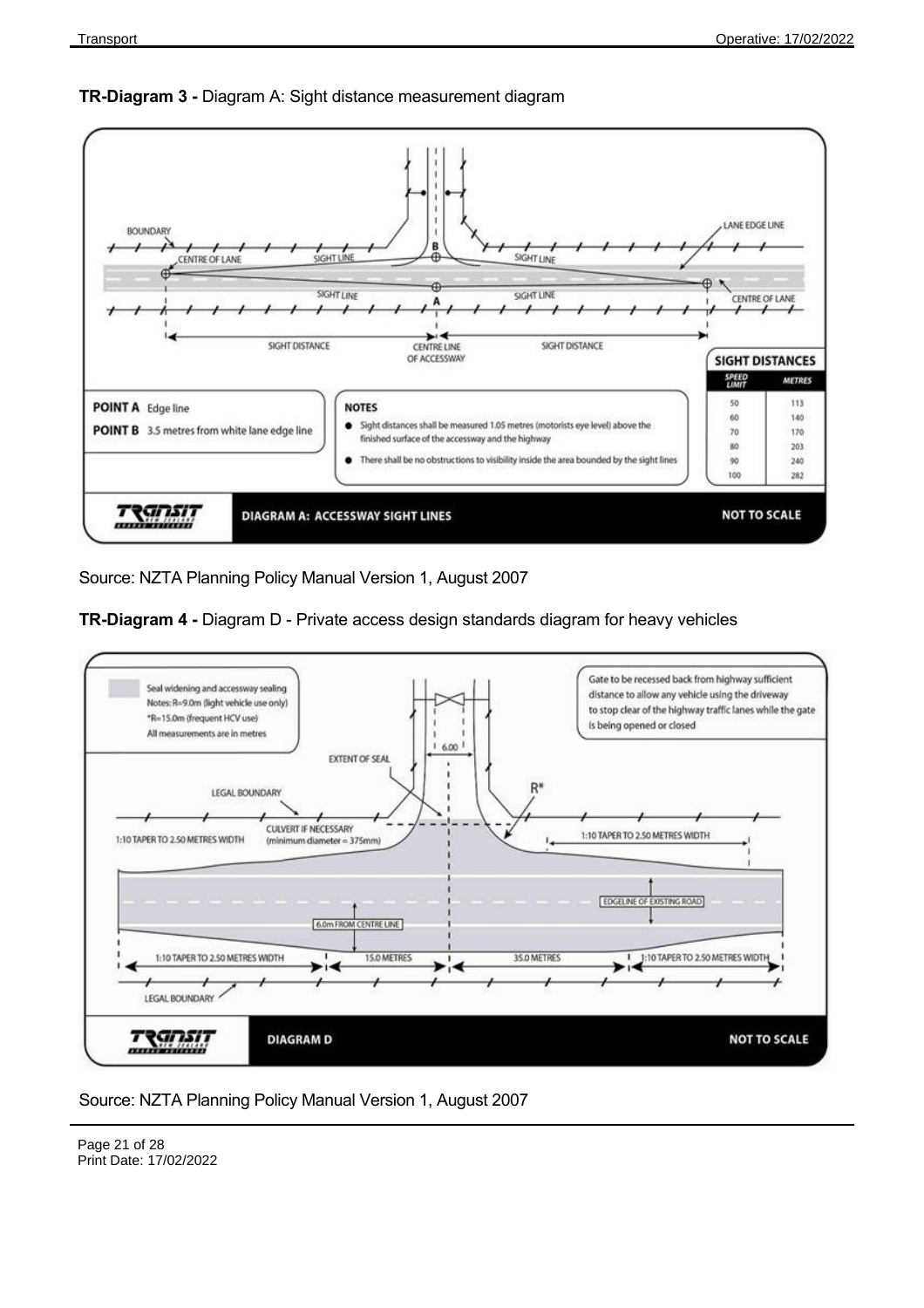**TR-Diagram 3 -** Diagram A: Sight distance measurement diagram

BOUNDARY

CENTRE OF LANE

SIGHT LINE

B

SIGHT LINE

LANE EDGE LINE

SIGHT LINE

A

SIGHT LINE

CENTRE OF LANE

SIGHT DISTANCE

CENTRE LINE OF ACCESSWAY

SIGHT DISTANCE

**POINT A** Edge line

**POINT B** 3.5 metres from white lane edge line

**NOTES**

- Sight distances shall be measured 1.05 metres (motorists eye level) above the finished surface of the accessway and the highway
- There shall be no obstructions to visibility inside the area bounded by the sight lines

**SIGHT DISTANCES**

| SPEED LIMIT | METRES |
|---|---|
| 50 | 113 |
| 60 | 140 |
| 70 | 170 |
| 80 | 203 |
| 90 | 240 |
| 100 | 282 |

TRANSIT NEW ZEALAND

**DIAGRAM A: ACCESSWAY SIGHT LINES**

**NOT TO SCALE**

Source: NZTA Planning Policy Manual Version 1, August 2007

**TR-Diagram 4 -** Diagram D - Private access design standards diagram for heavy vehicles

Seal widening and accessway sealing
Notes: R=9.0m (light vehicle use only)
*R=15.0m (frequent HCV use)
All measurements are in metres

Gate to be recessed back from highway sufficient distance to allow any vehicle using the driveway to stop clear of the highway traffic lanes while the gate is being opened or closed

6.00

EXTENT OF SEAL

R*

LEGAL BOUNDARY

CULVERT IF NECESSARY (minimum diameter = 375mm)

1:10 TAPER TO 2.50 METRES WIDTH

1:10 TAPER TO 2.50 METRES WIDTH

EDGELINE OF EXISTING ROAD

6.0m FROM CENTRE LINE

1:10 TAPER TO 2.50 METRES WIDTH

15.0 METRES

35.0 METRES

1:10 TAPER TO 2.50 METRES WIDTH

LEGAL BOUNDARY

TRANSIT NEW ZEALAND

**DIAGRAM D**

**NOT TO SCALE**

Source: NZTA Planning Policy Manual Version 1, August 2007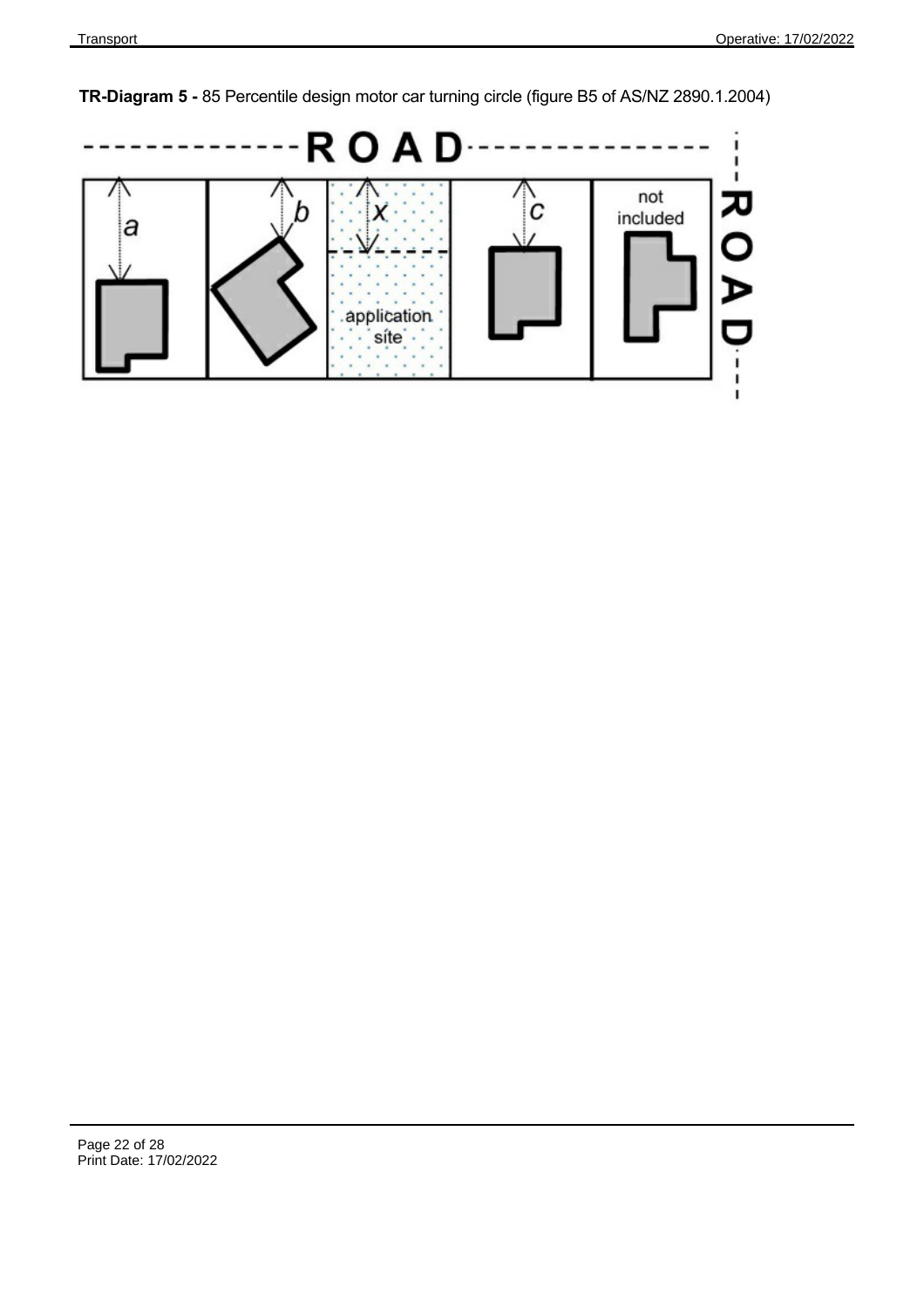**TR-Diagram 5 -** 85 Percentile design motor car turning circle (figure B5 of AS/NZ 2890.1.2004)

ROAD

a

b

x

c

not included

application site

ROAD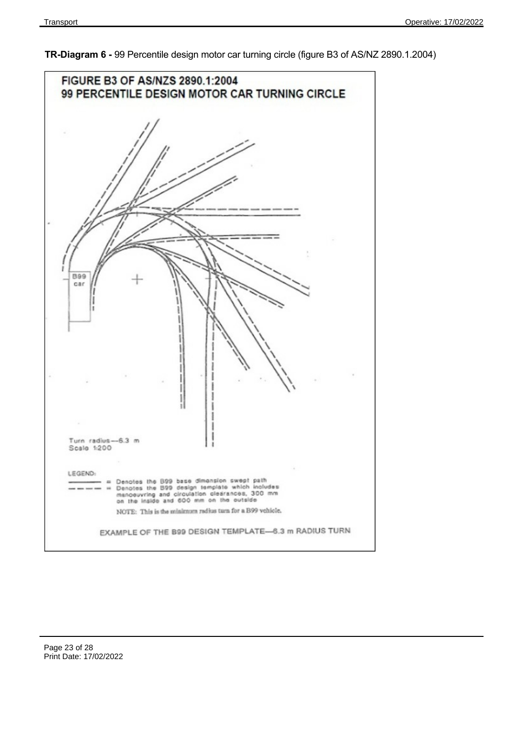**TR-Diagram 6 -** 99 Percentile design motor car turning circle (figure B3 of AS/NZ 2890.1.2004)

FIGURE B3 OF AS/NZS 2890.1:2004
99 PERCENTILE DESIGN MOTOR CAR TURNING CIRCLE

B99 car

Turn radius—6.3 m
Scale 1:200

LEGEND:
——— = Denotes the B99 base dimension swept path
– – – – = Denotes the B99 design template which includes manoeuvring and circulation clearances, 300 mm on the inside and 600 mm on the outside

NOTE: This is the minimum radius turn for a B99 vehicle.

EXAMPLE OF THE B99 DESIGN TEMPLATE—6.3 m RADIUS TURN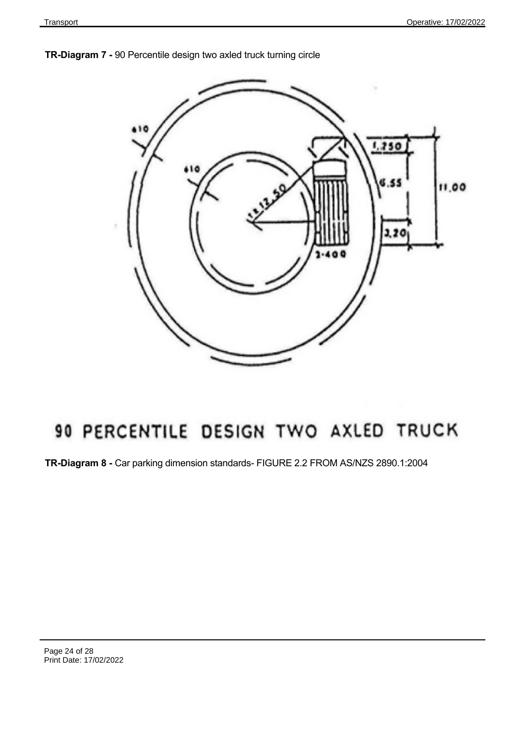**TR-Diagram 7 -** 90 Percentile design two axled truck turning circle

90 PERCENTILE DESIGN TWO AXLED TRUCK

**TR-Diagram 8 -** Car parking dimension standards- FIGURE 2.2 FROM AS/NZS 2890.1:2004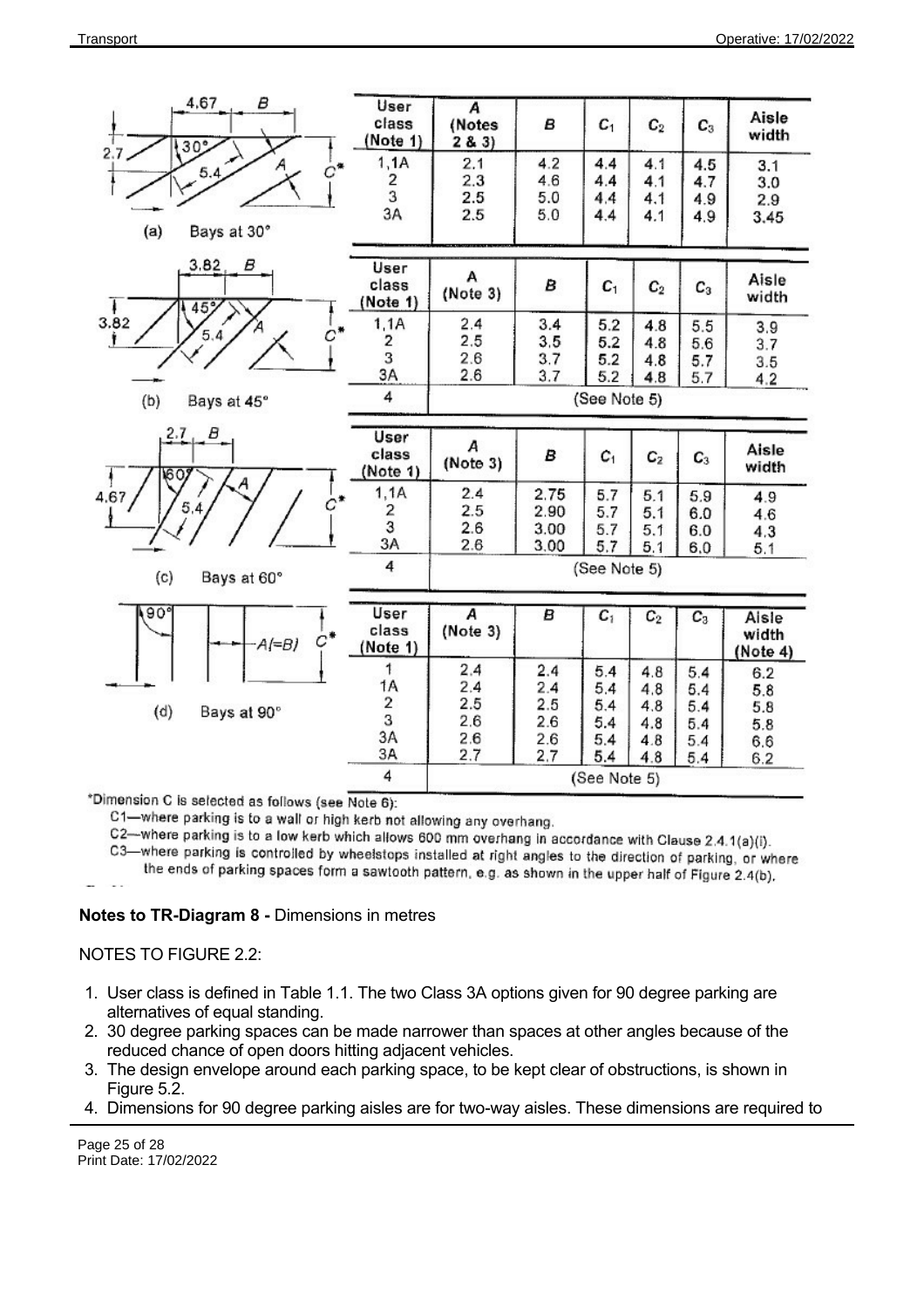| User class (Note 1) | A (Notes 2 & 3) | B | $C_1$ | $C_2$ | $C_3$ | Aisle width |
|---|---|---|---|---|---|---|
| 1,1A | 2.1 | 4.2 | 4.4 | 4.1 | 4.5 | 3.1 |
| 2 | 2.3 | 4.6 | 4.4 | 4.1 | 4.7 | 3.0 |
| 3 | 2.5 | 5.0 | 4.4 | 4.1 | 4.9 | 2.9 |
| 3A | 2.5 | 5.0 | 4.4 | 4.1 | 4.9 | 3.45 |

(a) Bays at 30°

| User class (Note 1) | A (Note 3) | B | $C_1$ | $C_2$ | $C_3$ | Aisle width |
|---|---|---|---|---|---|---|
| 1,1A | 2.4 | 3.4 | 5.2 | 4.8 | 5.5 | 3.9 |
| 2 | 2.5 | 3.5 | 5.2 | 4.8 | 5.6 | 3.7 |
| 3 | 2.6 | 3.7 | 5.2 | 4.8 | 5.7 | 3.5 |
| 3A | 2.6 | 3.7 | 5.2 | 4.8 | 5.7 | 4.2 |
| 4 | (See Note 5) | | | | | |

(b) Bays at 45°

| User class (Note 1) | A (Note 3) | B | $C_1$ | $C_2$ | $C_3$ | Aisle width |
|---|---|---|---|---|---|---|
| 1,1A | 2.4 | 2.75 | 5.7 | 5.1 | 5.9 | 4.9 |
| 2 | 2.5 | 2.90 | 5.7 | 5.1 | 6.0 | 4.6 |
| 3 | 2.6 | 3.00 | 5.7 | 5.1 | 6.0 | 4.3 |
| 3A | 2.6 | 3.00 | 5.7 | 5.1 | 6.0 | 5.1 |
| 4 | (See Note 5) | | | | | |

(c) Bays at 60°

| User class (Note 1) | A (Note 3) | B | $C_1$ | $C_2$ | $C_3$ | Aisle width (Note 4) |
|---|---|---|---|---|---|---|
| 1 | 2.4 | 2.4 | 5.4 | 4.8 | 5.4 | 6.2 |
| 1A | 2.4 | 2.4 | 5.4 | 4.8 | 5.4 | 5.8 |
| 2 | 2.5 | 2.5 | 5.4 | 4.8 | 5.4 | 5.8 |
| 3 | 2.6 | 2.6 | 5.4 | 4.8 | 5.4 | 5.8 |
| 3A | 2.6 | 2.6 | 5.4 | 4.8 | 5.4 | 6.6 |
| 3A | 2.7 | 2.7 | 5.4 | 4.8 | 5.4 | 6.2 |
| 4 | (See Note 5) | | | | | |

(d) Bays at 90°

*Dimension C is selected as follows (see Note 6):

C1—where parking is to a wall or high kerb not allowing any overhang.

C2—where parking is to a low kerb which allows 600 mm overhang in accordance with Clause 2.4.1(a)(i).

C3—where parking is controlled by wheelstops installed at right angles to the direction of parking, or where the ends of parking spaces form a sawtooth pattern, e.g. as shown in the upper half of Figure 2.4(b).

**Notes to TR-Diagram 8 -** Dimensions in metres

NOTES TO FIGURE 2.2:

1. User class is defined in Table 1.1. The two Class 3A options given for 90 degree parking are alternatives of equal standing.
2. 30 degree parking spaces can be made narrower than spaces at other angles because of the reduced chance of open doors hitting adjacent vehicles.
3. The design envelope around each parking space, to be kept clear of obstructions, is shown in Figure 5.2.
4. Dimensions for 90 degree parking aisles are for two-way aisles. These dimensions are required to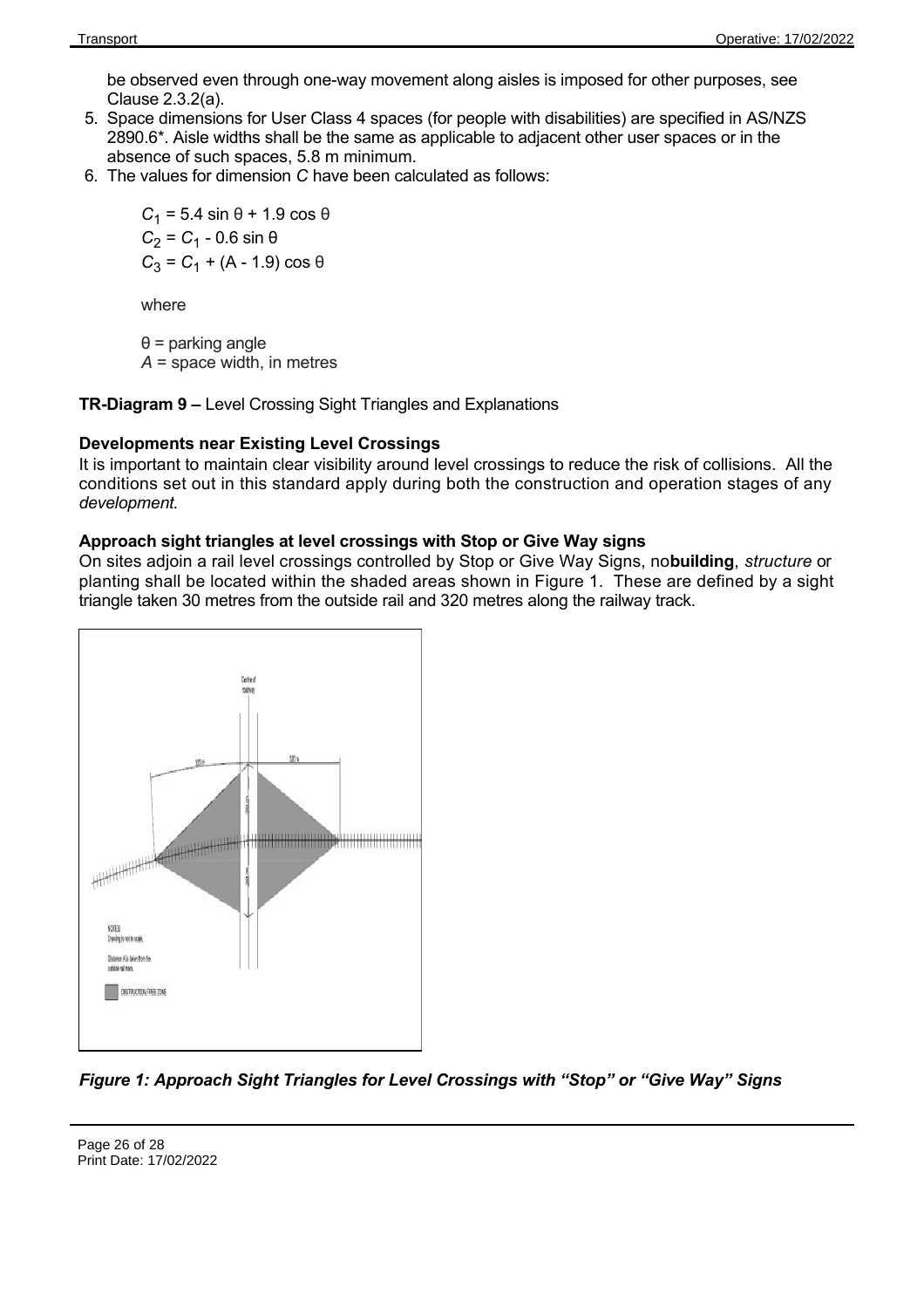be observed even through one-way movement along aisles is imposed for other purposes, see Clause 2.3.2(a).

5. Space dimensions for User Class 4 spaces (for people with disabilities) are specified in AS/NZS 2890.6*. Aisle widths shall be the same as applicable to adjacent other user spaces or in the absence of such spaces, 5.8 m minimum.
6. The values for dimension *C* have been calculated as follows:

   $C_1 = 5.4 \sin \theta + 1.9 \cos \theta$
   $C_2 = C_1 - 0.6 \sin \theta$
   $C_3 = C_1 + (A - 1.9) \cos \theta$

   where

   $\theta$ = parking angle
   $A$ = space width, in metres

**TR-Diagram 9 –** Level Crossing Sight Triangles and Explanations

**Developments near Existing Level Crossings**

It is important to maintain clear visibility around level crossings to reduce the risk of collisions. All the conditions set out in this standard apply during both the construction and operation stages of any *development*.

**Approach sight triangles at level crossings with Stop or Give Way signs**

On sites adjoin a rail level crossings controlled by Stop or Give Way Signs, no**building**, *structure* or planting shall be located within the shaded areas shown in Figure 1. These are defined by a sight triangle taken 30 metres from the outside rail and 320 metres along the railway track.

***Figure 1: Approach Sight Triangles for Level Crossings with "Stop" or "Give Way" Signs***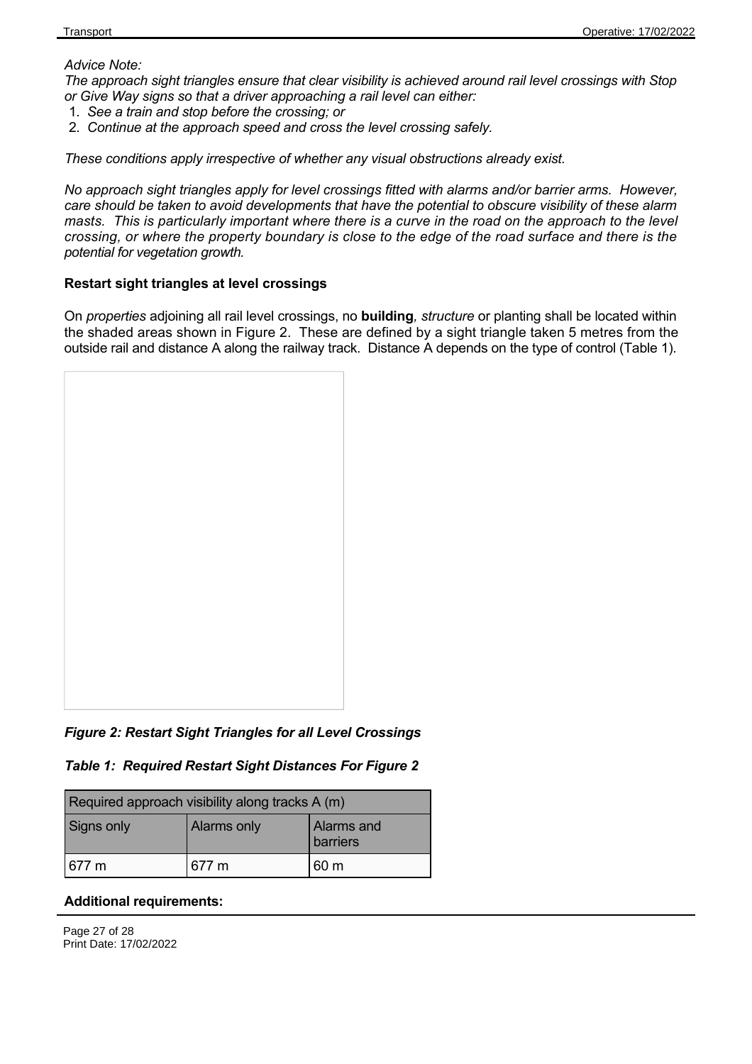*Advice Note:*

*The approach sight triangles ensure that clear visibility is achieved around rail level crossings with Stop or Give Way signs so that a driver approaching a rail level can either:*

1. *See a train and stop before the crossing; or*
2. *Continue at the approach speed and cross the level crossing safely.*

*These conditions apply irrespective of whether any visual obstructions already exist.*

*No approach sight triangles apply for level crossings fitted with alarms and/or barrier arms. However, care should be taken to avoid developments that have the potential to obscure visibility of these alarm masts. This is particularly important where there is a curve in the road on the approach to the level crossing, or where the property boundary is close to the edge of the road surface and there is the potential for vegetation growth.*

### Restart sight triangles at level crossings

On *properties* adjoining all rail level crossings, no **building***, structure* or planting shall be located within the shaded areas shown in Figure 2. These are defined by a sight triangle taken 5 metres from the outside rail and distance A along the railway track. Distance A depends on the type of control (Table 1).

***Figure 2: Restart Sight Triangles for all Level Crossings***

***Table 1: Required Restart Sight Distances For Figure 2***

| Required approach visibility along tracks A (m) | | |
|---|---|---|
| Signs only | Alarms only | Alarms and barriers |
| 677 m | 677 m | 60 m |

**Additional requirements:**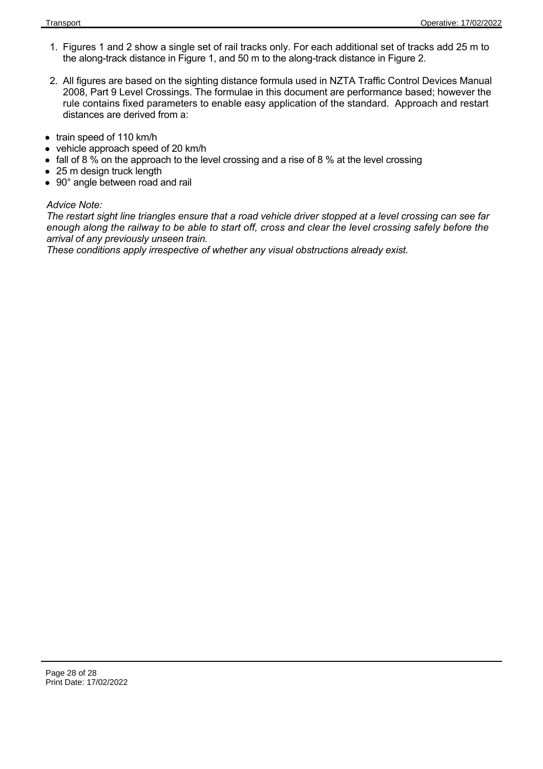1. Figures 1 and 2 show a single set of rail tracks only. For each additional set of tracks add 25 m to the along-track distance in Figure 1, and 50 m to the along-track distance in Figure 2.

2. All figures are based on the sighting distance formula used in NZTA Traffic Control Devices Manual 2008, Part 9 Level Crossings. The formulae in this document are performance based; however the rule contains fixed parameters to enable easy application of the standard. Approach and restart distances are derived from a:

- train speed of 110 km/h
- vehicle approach speed of 20 km/h
- fall of 8 % on the approach to the level crossing and a rise of 8 % at the level crossing
- 25 m design truck length
- 90° angle between road and rail

*Advice Note:*

*The restart sight line triangles ensure that a road vehicle driver stopped at a level crossing can see far enough along the railway to be able to start off, cross and clear the level crossing safely before the arrival of any previously unseen train.*

*These conditions apply irrespective of whether any visual obstructions already exist.*